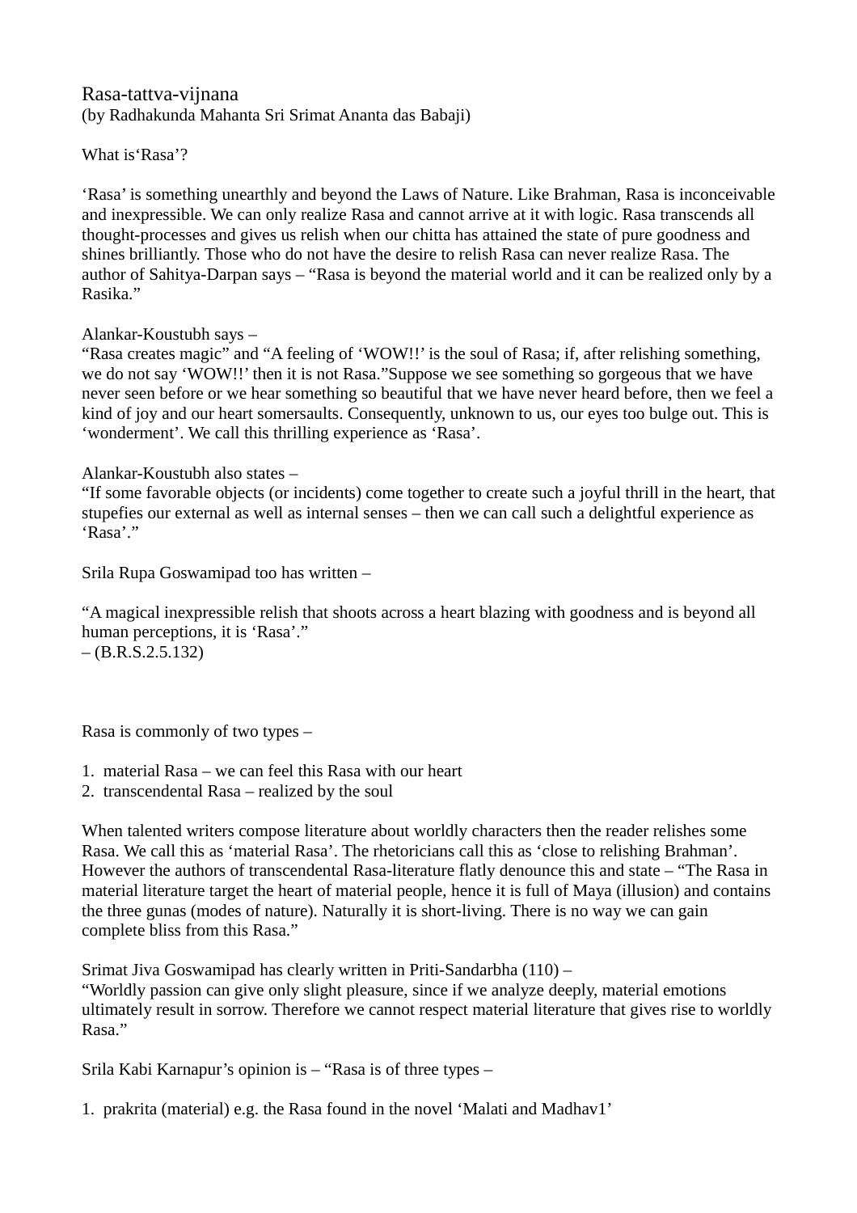# Rasa-tattva-vijnana

(by Radhakunda Mahanta Sri Srimat Ananta das Babaji)

## What is‘Rasa’?

‘Rasa’ is something unearthly and beyond the Laws of Nature. Like Brahman, Rasa is inconceivable and inexpressible. We can only realize Rasa and cannot arrive at it with logic. Rasa transcends all thought-processes and gives us relish when our chitta has attained the state of pure goodness and shines brilliantly. Those who do not have the desire to relish Rasa can never realize Rasa. The author of Sahitya-Darpan says – “Rasa is beyond the material world and it can be realized only by a Rasika.”

Alankar-Koustubh says –
“Rasa creates magic” and “A feeling of ‘WOW!!’ is the soul of Rasa; if, after relishing something, we do not say ‘WOW!!’ then it is not Rasa.”Suppose we see something so gorgeous that we have never seen before or we hear something so beautiful that we have never heard before, then we feel a kind of joy and our heart somersaults. Consequently, unknown to us, our eyes too bulge out. This is ‘wonderment’. We call this thrilling experience as ‘Rasa’.

Alankar-Koustubh also states –
“If some favorable objects (or incidents) come together to create such a joyful thrill in the heart, that stupefies our external as well as internal senses – then we can call such a delightful experience as ‘Rasa’.”

Srila Rupa Goswamipad too has written –

“A magical inexpressible relish that shoots across a heart blazing with goodness and is beyond all human perceptions, it is ‘Rasa’.”
– (B.R.S.2.5.132)

Rasa is commonly of two types –

1. material Rasa – we can feel this Rasa with our heart
2. transcendental Rasa – realized by the soul

When talented writers compose literature about worldly characters then the reader relishes some Rasa. We call this as ‘material Rasa’. The rhetoricians call this as ‘close to relishing Brahman’. However the authors of transcendental Rasa-literature flatly denounce this and state – “The Rasa in material literature target the heart of material people, hence it is full of Maya (illusion) and contains the three gunas (modes of nature). Naturally it is short-living. There is no way we can gain complete bliss from this Rasa.”

Srimat Jiva Goswamipad has clearly written in Priti-Sandarbha (110) –
“Worldly passion can give only slight pleasure, since if we analyze deeply, material emotions ultimately result in sorrow. Therefore we cannot respect material literature that gives rise to worldly Rasa.”

Srila Kabi Karnapur’s opinion is – “Rasa is of three types –

1. prakrita (material) e.g. the Rasa found in the novel ‘Malati and Madhav1’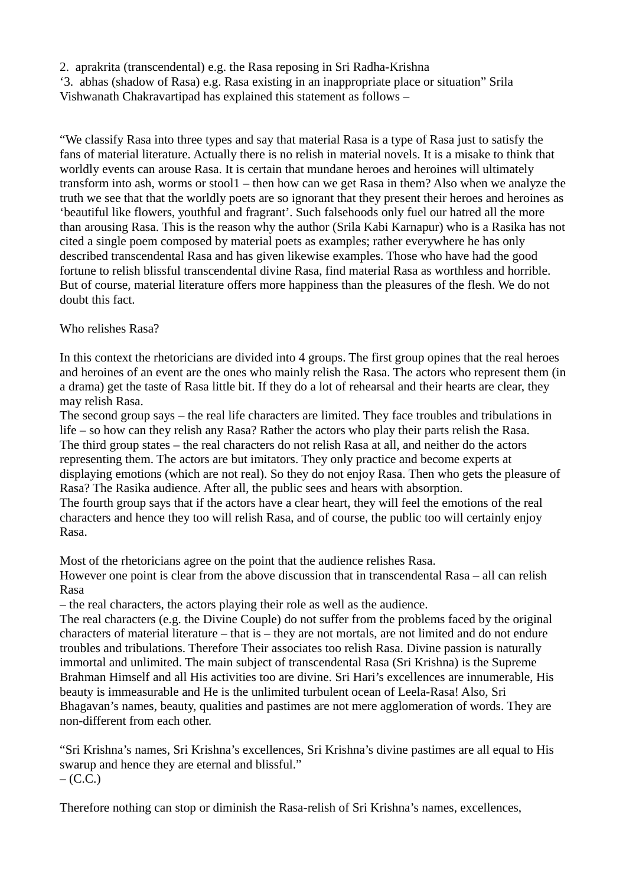2. aprakrita (transcendental) e.g. the Rasa reposing in Sri Radha-Krishna
‘3. abhas (shadow of Rasa) e.g. Rasa existing in an inappropriate place or situation” Srila Vishwanath Chakravartipad has explained this statement as follows –

“We classify Rasa into three types and say that material Rasa is a type of Rasa just to satisfy the fans of material literature. Actually there is no relish in material novels. It is a misake to think that worldly events can arouse Rasa. It is certain that mundane heroes and heroines will ultimately transform into ash, worms or stool1 – then how can we get Rasa in them? Also when we analyze the truth we see that that the worldly poets are so ignorant that they present their heroes and heroines as ‘beautiful like flowers, youthful and fragrant’. Such falsehoods only fuel our hatred all the more than arousing Rasa. This is the reason why the author (Srila Kabi Karnapur) who is a Rasika has not cited a single poem composed by material poets as examples; rather everywhere he has only described transcendental Rasa and has given likewise examples. Those who have had the good fortune to relish blissful transcendental divine Rasa, find material Rasa as worthless and horrible. But of course, material literature offers more happiness than the pleasures of the flesh. We do not doubt this fact.

Who relishes Rasa?

In this context the rhetoricians are divided into 4 groups. The first group opines that the real heroes and heroines of an event are the ones who mainly relish the Rasa. The actors who represent them (in a drama) get the taste of Rasa little bit. If they do a lot of rehearsal and their hearts are clear, they may relish Rasa.
The second group says – the real life characters are limited. They face troubles and tribulations in life – so how can they relish any Rasa? Rather the actors who play their parts relish the Rasa.
The third group states – the real characters do not relish Rasa at all, and neither do the actors representing them. The actors are but imitators. They only practice and become experts at displaying emotions (which are not real). So they do not enjoy Rasa. Then who gets the pleasure of Rasa? The Rasika audience. After all, the public sees and hears with absorption.
The fourth group says that if the actors have a clear heart, they will feel the emotions of the real characters and hence they too will relish Rasa, and of course, the public too will certainly enjoy Rasa.

Most of the rhetoricians agree on the point that the audience relishes Rasa.
However one point is clear from the above discussion that in transcendental Rasa – all can relish Rasa
– the real characters, the actors playing their role as well as the audience.
The real characters (e.g. the Divine Couple) do not suffer from the problems faced by the original characters of material literature – that is – they are not mortals, are not limited and do not endure troubles and tribulations. Therefore Their associates too relish Rasa. Divine passion is naturally immortal and unlimited. The main subject of transcendental Rasa (Sri Krishna) is the Supreme Brahman Himself and all His activities too are divine. Sri Hari’s excellences are innumerable, His beauty is immeasurable and He is the unlimited turbulent ocean of Leela-Rasa! Also, Sri Bhagavan’s names, beauty, qualities and pastimes are not mere agglomeration of words. They are non-different from each other.

“Sri Krishna’s names, Sri Krishna’s excellences, Sri Krishna’s divine pastimes are all equal to His swarup and hence they are eternal and blissful.”
– (C.C.)

Therefore nothing can stop or diminish the Rasa-relish of Sri Krishna’s names, excellences,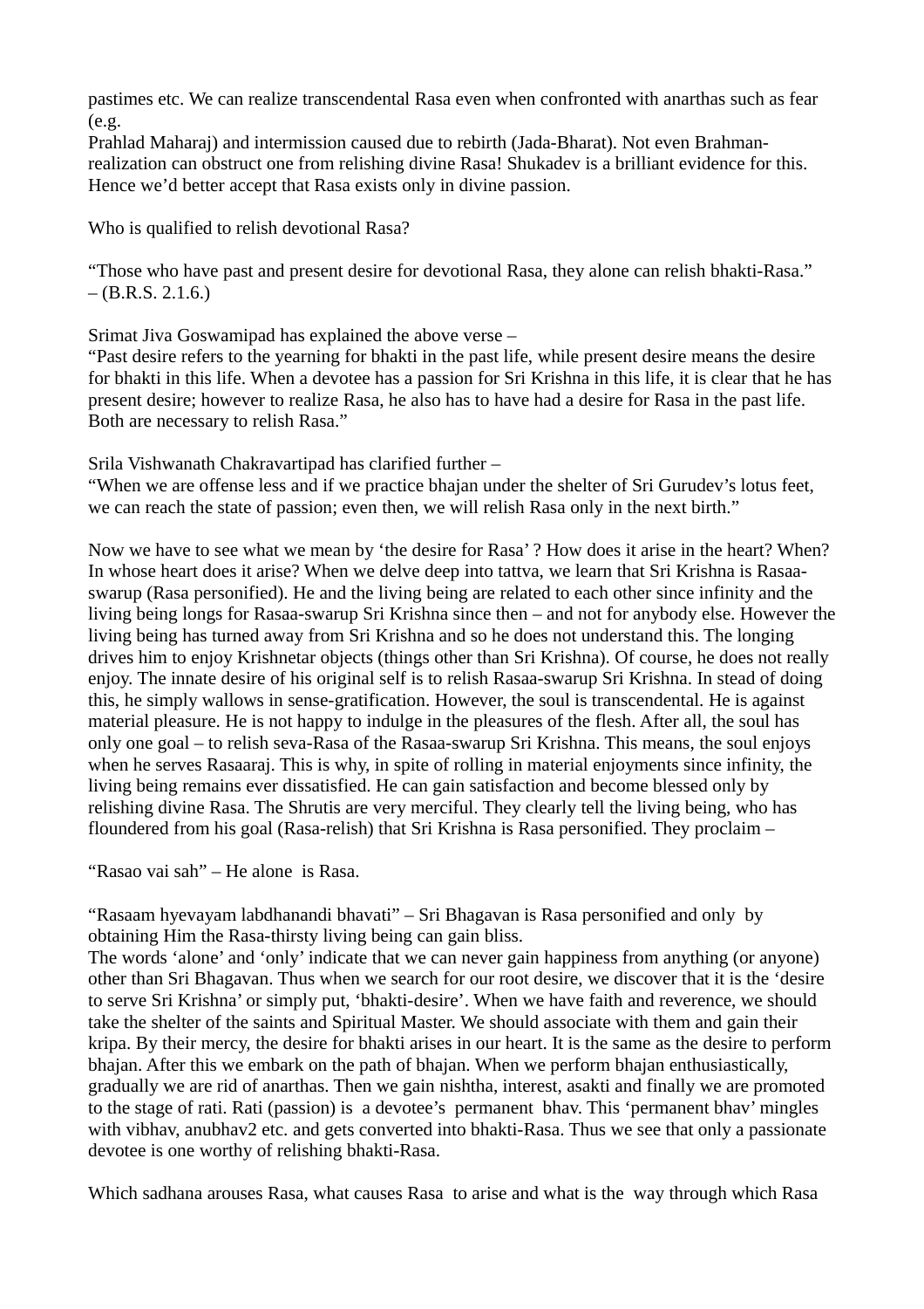pastimes etc. We can realize transcendental Rasa even when confronted with anarthas such as fear (e.g.
Prahlad Maharaj) and intermission caused due to rebirth (Jada-Bharat). Not even Brahman-realization can obstruct one from relishing divine Rasa! Shukadev is a brilliant evidence for this. Hence we'd better accept that Rasa exists only in divine passion.

Who is qualified to relish devotional Rasa?

"Those who have past and present desire for devotional Rasa, they alone can relish bhakti-Rasa." – (B.R.S. 2.1.6.)

Srimat Jiva Goswamipad has explained the above verse –
"Past desire refers to the yearning for bhakti in the past life, while present desire means the desire for bhakti in this life. When a devotee has a passion for Sri Krishna in this life, it is clear that he has present desire; however to realize Rasa, he also has to have had a desire for Rasa in the past life. Both are necessary to relish Rasa."

Srila Vishwanath Chakravartipad has clarified further –
"When we are offense less and if we practice bhajan under the shelter of Sri Gurudev's lotus feet, we can reach the state of passion; even then, we will relish Rasa only in the next birth."

Now we have to see what we mean by 'the desire for Rasa' ? How does it arise in the heart? When? In whose heart does it arise? When we delve deep into tattva, we learn that Sri Krishna is Rasaa-swarup (Rasa personified). He and the living being are related to each other since infinity and the living being longs for Rasaa-swarup Sri Krishna since then – and not for anybody else. However the living being has turned away from Sri Krishna and so he does not understand this. The longing drives him to enjoy Krishnetar objects (things other than Sri Krishna). Of course, he does not really enjoy. The innate desire of his original self is to relish Rasaa-swarup Sri Krishna. In stead of doing this, he simply wallows in sense-gratification. However, the soul is transcendental. He is against material pleasure. He is not happy to indulge in the pleasures of the flesh. After all, the soul has only one goal – to relish seva-Rasa of the Rasaa-swarup Sri Krishna. This means, the soul enjoys when he serves Rasaaraj. This is why, in spite of rolling in material enjoyments since infinity, the living being remains ever dissatisfied. He can gain satisfaction and become blessed only by relishing divine Rasa. The Shrutis are very merciful. They clearly tell the living being, who has floundered from his goal (Rasa-relish) that Sri Krishna is Rasa personified. They proclaim –

"Rasao vai sah" – He alone is Rasa.

"Rasaam hyevayam labdhanandi bhavati" – Sri Bhagavan is Rasa personified and only by obtaining Him the Rasa-thirsty living being can gain bliss.
The words 'alone' and 'only' indicate that we can never gain happiness from anything (or anyone) other than Sri Bhagavan. Thus when we search for our root desire, we discover that it is the 'desire to serve Sri Krishna' or simply put, 'bhakti-desire'. When we have faith and reverence, we should take the shelter of the saints and Spiritual Master. We should associate with them and gain their kripa. By their mercy, the desire for bhakti arises in our heart. It is the same as the desire to perform bhajan. After this we embark on the path of bhajan. When we perform bhajan enthusiastically, gradually we are rid of anarthas. Then we gain nishtha, interest, asakti and finally we are promoted to the stage of rati. Rati (passion) is a devotee's permanent bhav. This 'permanent bhav' mingles with vibhav, anubhav2 etc. and gets converted into bhakti-Rasa. Thus we see that only a passionate devotee is one worthy of relishing bhakti-Rasa.

Which sadhana arouses Rasa, what causes Rasa to arise and what is the way through which Rasa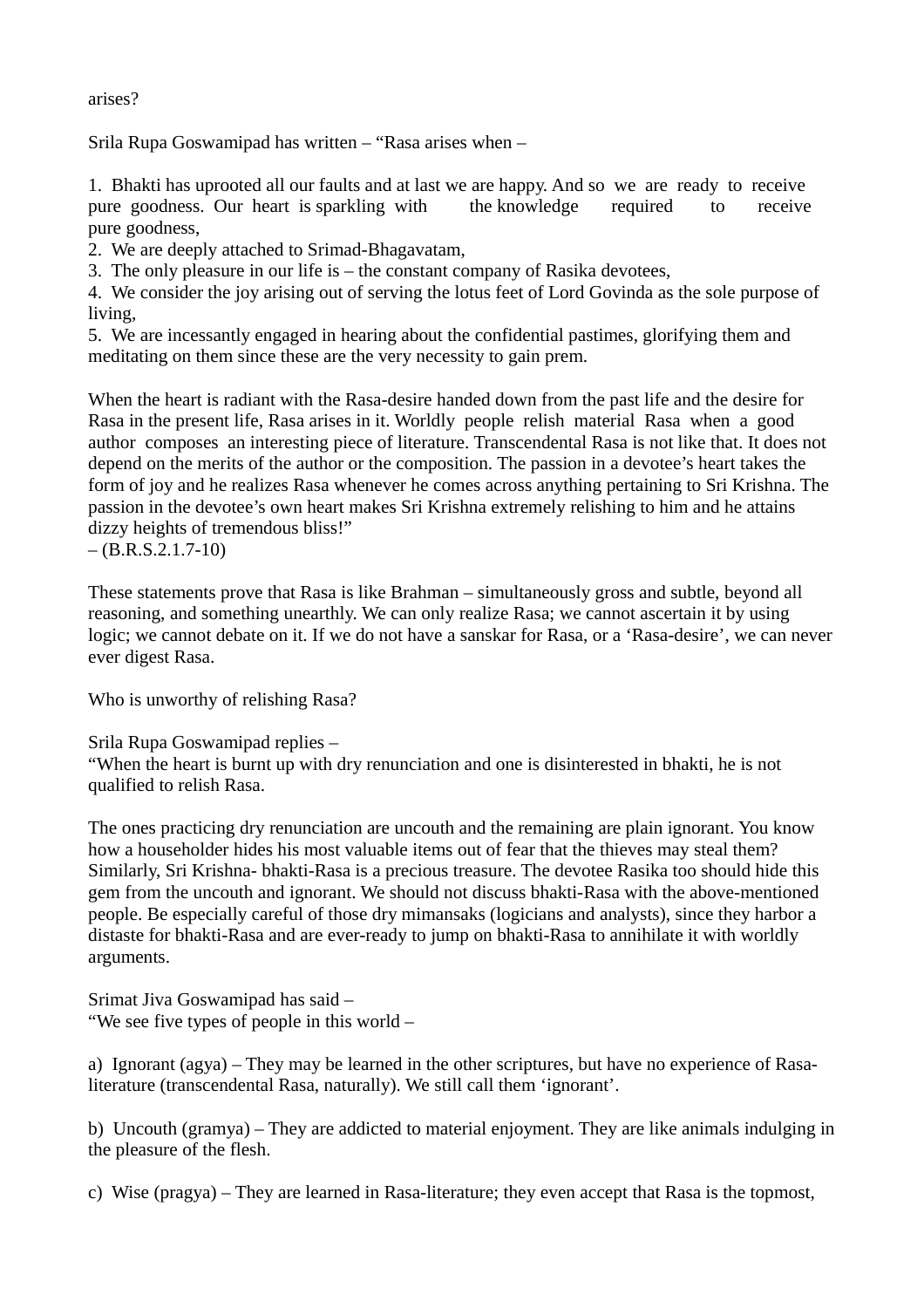arises?

Srila Rupa Goswamipad has written – "Rasa arises when –

1. Bhakti has uprooted all our faults and at last we are happy. And so we are ready to receive pure goodness. Our heart is sparkling with the knowledge required to receive pure goodness,
2. We are deeply attached to Srimad-Bhagavatam,
3. The only pleasure in our life is – the constant company of Rasika devotees,
4. We consider the joy arising out of serving the lotus feet of Lord Govinda as the sole purpose of living,
5. We are incessantly engaged in hearing about the confidential pastimes, glorifying them and meditating on them since these are the very necessity to gain prem.

When the heart is radiant with the Rasa-desire handed down from the past life and the desire for Rasa in the present life, Rasa arises in it. Worldly people relish material Rasa when a good author composes an interesting piece of literature. Transcendental Rasa is not like that. It does not depend on the merits of the author or the composition. The passion in a devotee's heart takes the form of joy and he realizes Rasa whenever he comes across anything pertaining to Sri Krishna. The passion in the devotee's own heart makes Sri Krishna extremely relishing to him and he attains dizzy heights of tremendous bliss!"
– (B.R.S.2.1.7-10)

These statements prove that Rasa is like Brahman – simultaneously gross and subtle, beyond all reasoning, and something unearthly. We can only realize Rasa; we cannot ascertain it by using logic; we cannot debate on it. If we do not have a sanskar for Rasa, or a 'Rasa-desire', we can never ever digest Rasa.

Who is unworthy of relishing Rasa?

Srila Rupa Goswamipad replies –
"When the heart is burnt up with dry renunciation and one is disinterested in bhakti, he is not qualified to relish Rasa.

The ones practicing dry renunciation are uncouth and the remaining are plain ignorant. You know how a householder hides his most valuable items out of fear that the thieves may steal them? Similarly, Sri Krishna- bhakti-Rasa is a precious treasure. The devotee Rasika too should hide this gem from the uncouth and ignorant. We should not discuss bhakti-Rasa with the above-mentioned people. Be especially careful of those dry mimansaks (logicians and analysts), since they harbor a distaste for bhakti-Rasa and are ever-ready to jump on bhakti-Rasa to annihilate it with worldly arguments.

Srimat Jiva Goswamipad has said –
"We see five types of people in this world –

a) Ignorant (agya) – They may be learned in the other scriptures, but have no experience of Rasa-literature (transcendental Rasa, naturally). We still call them 'ignorant'.

b) Uncouth (gramya) – They are addicted to material enjoyment. They are like animals indulging in the pleasure of the flesh.

c) Wise (pragya) – They are learned in Rasa-literature; they even accept that Rasa is the topmost,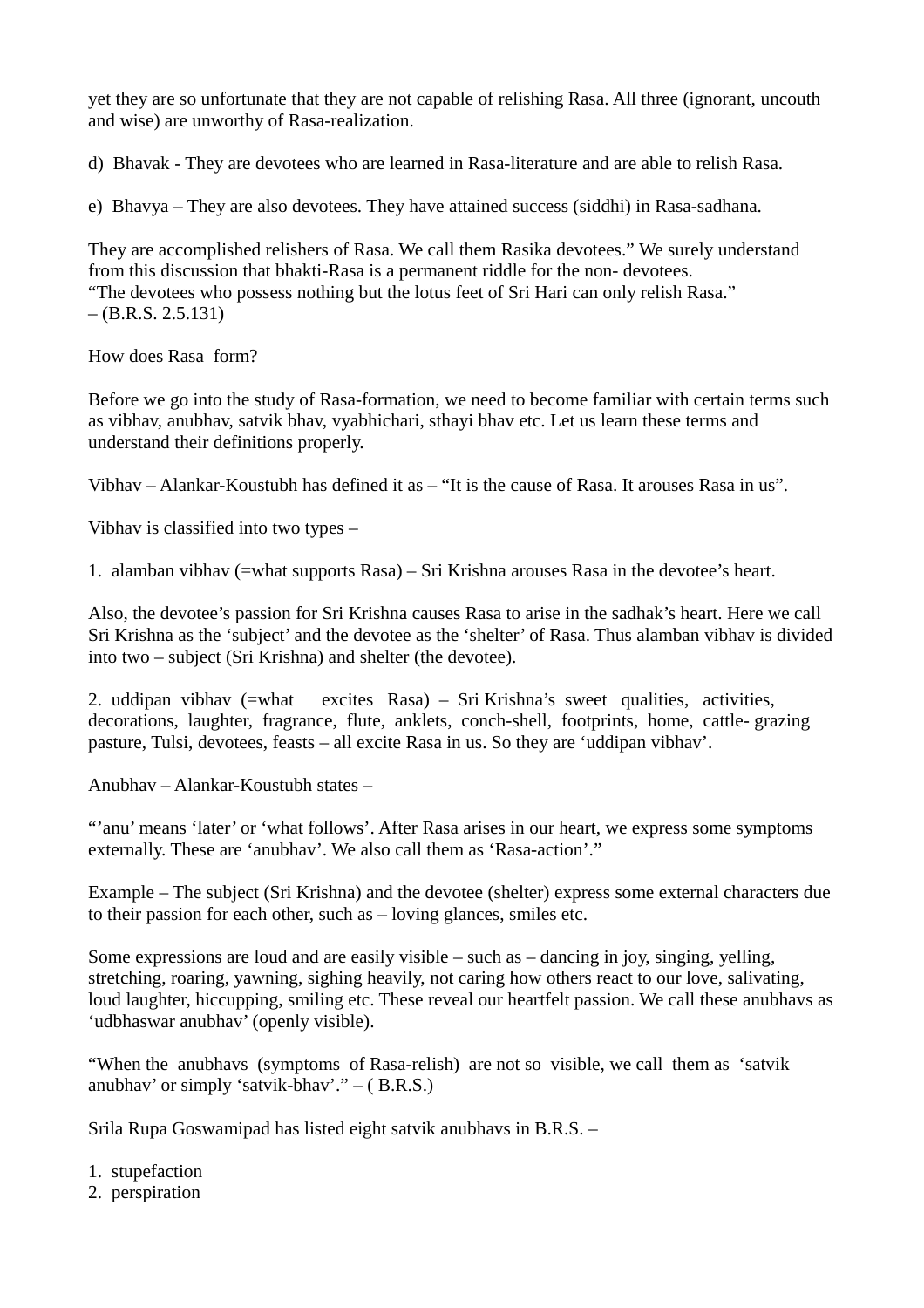yet they are so unfortunate that they are not capable of relishing Rasa. All three (ignorant, uncouth and wise) are unworthy of Rasa-realization.

d) Bhavak - They are devotees who are learned in Rasa-literature and are able to relish Rasa.

e) Bhavya – They are also devotees. They have attained success (siddhi) in Rasa-sadhana.

They are accomplished relishers of Rasa. We call them Rasika devotees." We surely understand from this discussion that bhakti-Rasa is a permanent riddle for the non- devotees.
"The devotees who possess nothing but the lotus feet of Sri Hari can only relish Rasa."
– (B.R.S. 2.5.131)

How does Rasa form?

Before we go into the study of Rasa-formation, we need to become familiar with certain terms such as vibhav, anubhav, satvik bhav, vyabhichari, sthayi bhav etc. Let us learn these terms and understand their definitions properly.

Vibhav – Alankar-Koustubh has defined it as – "It is the cause of Rasa. It arouses Rasa in us".

Vibhav is classified into two types –

1. alamban vibhav (=what supports Rasa) – Sri Krishna arouses Rasa in the devotee's heart.

Also, the devotee's passion for Sri Krishna causes Rasa to arise in the sadhak's heart. Here we call Sri Krishna as the 'subject' and the devotee as the 'shelter' of Rasa. Thus alamban vibhav is divided into two – subject (Sri Krishna) and shelter (the devotee).

2. uddipan vibhav (=what excites Rasa) – Sri Krishna's sweet qualities, activities, decorations, laughter, fragrance, flute, anklets, conch-shell, footprints, home, cattle- grazing pasture, Tulsi, devotees, feasts – all excite Rasa in us. So they are 'uddipan vibhav'.

Anubhav – Alankar-Koustubh states –

"'anu' means 'later' or 'what follows'. After Rasa arises in our heart, we express some symptoms externally. These are 'anubhav'. We also call them as 'Rasa-action'."

Example – The subject (Sri Krishna) and the devotee (shelter) express some external characters due to their passion for each other, such as – loving glances, smiles etc.

Some expressions are loud and are easily visible – such as – dancing in joy, singing, yelling, stretching, roaring, yawning, sighing heavily, not caring how others react to our love, salivating, loud laughter, hiccupping, smiling etc. These reveal our heartfelt passion. We call these anubhavs as 'udbhaswar anubhav' (openly visible).

"When the anubhavs (symptoms of Rasa-relish) are not so visible, we call them as 'satvik anubhav' or simply 'satvik-bhav'." – ( B.R.S.)

Srila Rupa Goswamipad has listed eight satvik anubhavs in B.R.S. –

1. stupefaction
2. perspiration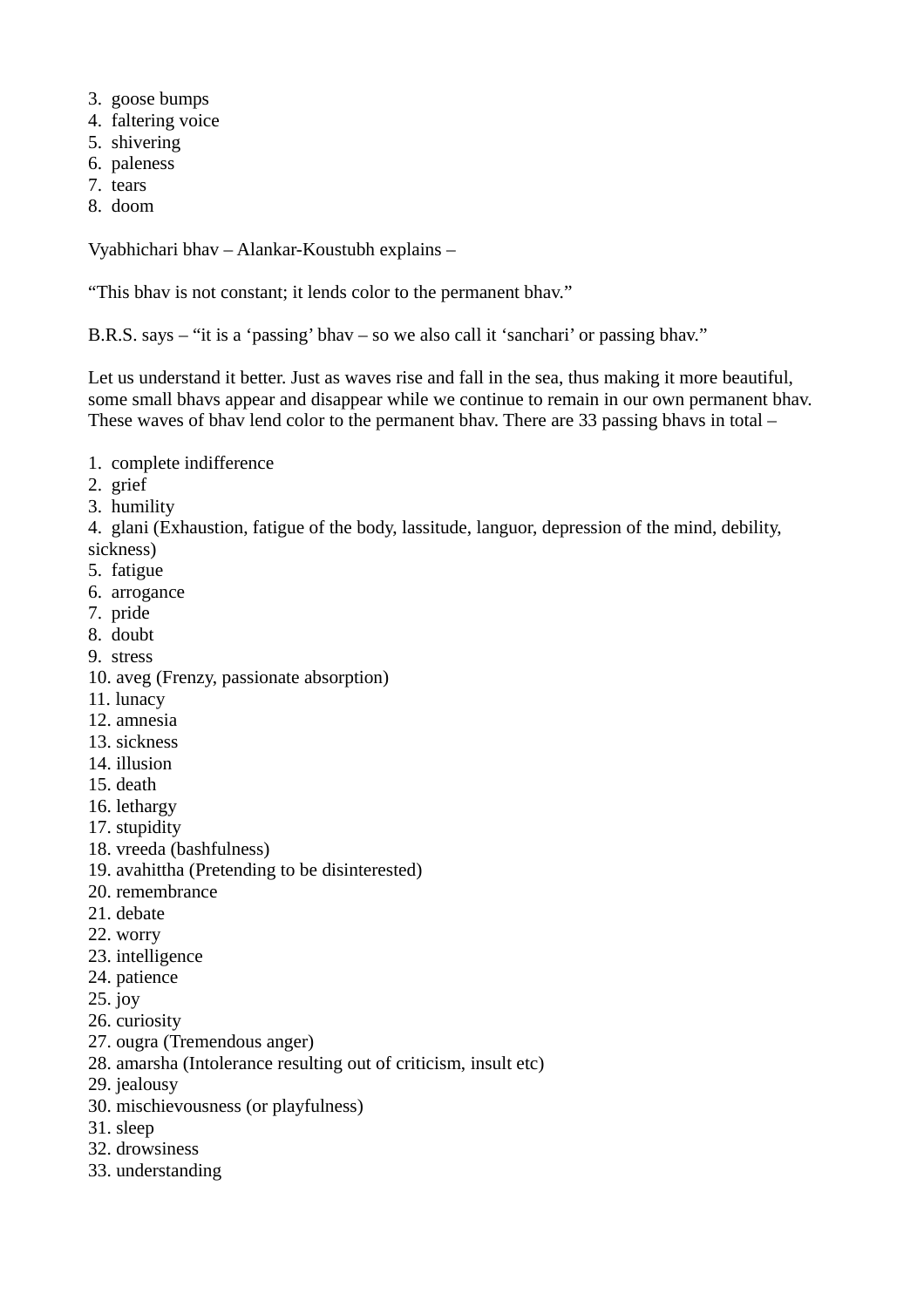3. goose bumps
4. faltering voice
5. shivering
6. paleness
7. tears
8. doom

Vyabhichari bhav – Alankar-Koustubh explains –

“This bhav is not constant; it lends color to the permanent bhav.”

B.R.S. says – “it is a ‘passing’ bhav – so we also call it ‘sanchari’ or passing bhav.”

Let us understand it better. Just as waves rise and fall in the sea, thus making it more beautiful, some small bhavs appear and disappear while we continue to remain in our own permanent bhav. These waves of bhav lend color to the permanent bhav. There are 33 passing bhavs in total –

1. complete indifference
2. grief
3. humility
4. glani (Exhaustion, fatigue of the body, lassitude, languor, depression of the mind, debility, sickness)
5. fatigue
6. arrogance
7. pride
8. doubt
9. stress
10. aveg (Frenzy, passionate absorption)
11. lunacy
12. amnesia
13. sickness
14. illusion
15. death
16. lethargy
17. stupidity
18. vreeda (bashfulness)
19. avahittha (Pretending to be disinterested)
20. remembrance
21. debate
22. worry
23. intelligence
24. patience
25. joy
26. curiosity
27. ougra (Tremendous anger)
28. amarsha (Intolerance resulting out of criticism, insult etc)
29. jealousy
30. mischievousness (or playfulness)
31. sleep
32. drowsiness
33. understanding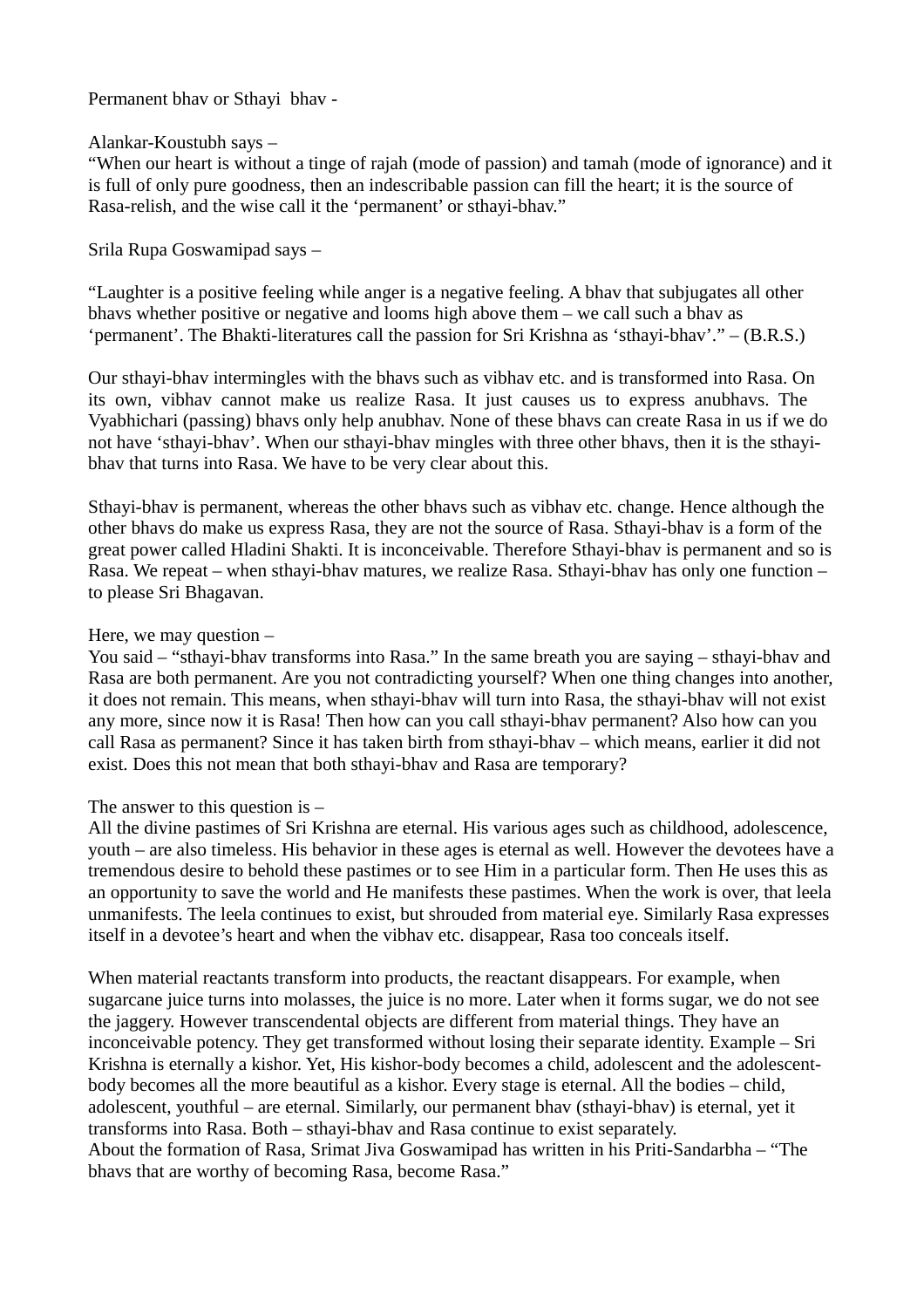Permanent bhav or Sthayi bhav -

Alankar-Koustubh says –
"When our heart is without a tinge of rajah (mode of passion) and tamah (mode of ignorance) and it is full of only pure goodness, then an indescribable passion can fill the heart; it is the source of Rasa-relish, and the wise call it the 'permanent' or sthayi-bhav."

Srila Rupa Goswamipad says –

"Laughter is a positive feeling while anger is a negative feeling. A bhav that subjugates all other bhavs whether positive or negative and looms high above them – we call such a bhav as 'permanent'. The Bhakti-literatures call the passion for Sri Krishna as 'sthayi-bhav'." – (B.R.S.)

Our sthayi-bhav intermingles with the bhavs such as vibhav etc. and is transformed into Rasa. On its own, vibhav cannot make us realize Rasa. It just causes us to express anubhavs. The Vyabhichari (passing) bhavs only help anubhav. None of these bhavs can create Rasa in us if we do not have 'sthayi-bhav'. When our sthayi-bhav mingles with three other bhavs, then it is the sthayi-bhav that turns into Rasa. We have to be very clear about this.

Sthayi-bhav is permanent, whereas the other bhavs such as vibhav etc. change. Hence although the other bhavs do make us express Rasa, they are not the source of Rasa. Sthayi-bhav is a form of the great power called Hladini Shakti. It is inconceivable. Therefore Sthayi-bhav is permanent and so is Rasa. We repeat – when sthayi-bhav matures, we realize Rasa. Sthayi-bhav has only one function – to please Sri Bhagavan.

Here, we may question –
You said – "sthayi-bhav transforms into Rasa." In the same breath you are saying – sthayi-bhav and Rasa are both permanent. Are you not contradicting yourself? When one thing changes into another, it does not remain. This means, when sthayi-bhav will turn into Rasa, the sthayi-bhav will not exist any more, since now it is Rasa! Then how can you call sthayi-bhav permanent? Also how can you call Rasa as permanent? Since it has taken birth from sthayi-bhav – which means, earlier it did not exist. Does this not mean that both sthayi-bhav and Rasa are temporary?

The answer to this question is –
All the divine pastimes of Sri Krishna are eternal. His various ages such as childhood, adolescence, youth – are also timeless. His behavior in these ages is eternal as well. However the devotees have a tremendous desire to behold these pastimes or to see Him in a particular form. Then He uses this as an opportunity to save the world and He manifests these pastimes. When the work is over, that leela unmanifests. The leela continues to exist, but shrouded from material eye. Similarly Rasa expresses itself in a devotee's heart and when the vibhav etc. disappear, Rasa too conceals itself.

When material reactants transform into products, the reactant disappears. For example, when sugarcane juice turns into molasses, the juice is no more. Later when it forms sugar, we do not see the jaggery. However transcendental objects are different from material things. They have an inconceivable potency. They get transformed without losing their separate identity. Example – Sri Krishna is eternally a kishor. Yet, His kishor-body becomes a child, adolescent and the adolescent-body becomes all the more beautiful as a kishor. Every stage is eternal. All the bodies – child, adolescent, youthful – are eternal. Similarly, our permanent bhav (sthayi-bhav) is eternal, yet it transforms into Rasa. Both – sthayi-bhav and Rasa continue to exist separately.
About the formation of Rasa, Srimat Jiva Goswamipad has written in his Priti-Sandarbha – "The bhavs that are worthy of becoming Rasa, become Rasa."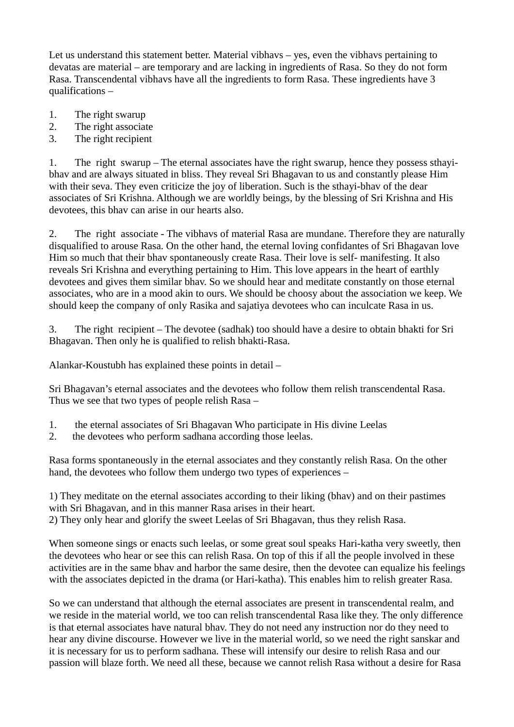Let us understand this statement better. Material vibhavs – yes, even the vibhavs pertaining to devatas are material – are temporary and are lacking in ingredients of Rasa. So they do not form Rasa. Transcendental vibhavs have all the ingredients to form Rasa. These ingredients have 3 qualifications –

1. The right swarup
2. The right associate
3. The right recipient

1. The right swarup – The eternal associates have the right swarup, hence they possess sthayi-bhav and are always situated in bliss. They reveal Sri Bhagavan to us and constantly please Him with their seva. They even criticize the joy of liberation. Such is the sthayi-bhav of the dear associates of Sri Krishna. Although we are worldly beings, by the blessing of Sri Krishna and His devotees, this bhav can arise in our hearts also.

2. The right associate - The vibhavs of material Rasa are mundane. Therefore they are naturally disqualified to arouse Rasa. On the other hand, the eternal loving confidantes of Sri Bhagavan love Him so much that their bhav spontaneously create Rasa. Their love is self- manifesting. It also reveals Sri Krishna and everything pertaining to Him. This love appears in the heart of earthly devotees and gives them similar bhav. So we should hear and meditate constantly on those eternal associates, who are in a mood akin to ours. We should be choosy about the association we keep. We should keep the company of only Rasika and sajatiya devotees who can inculcate Rasa in us.

3. The right recipient – The devotee (sadhak) too should have a desire to obtain bhakti for Sri Bhagavan. Then only he is qualified to relish bhakti-Rasa.

Alankar-Koustubh has explained these points in detail –

Sri Bhagavan's eternal associates and the devotees who follow them relish transcendental Rasa. Thus we see that two types of people relish Rasa –

1. the eternal associates of Sri Bhagavan Who participate in His divine Leelas
2. the devotees who perform sadhana according those leelas.

Rasa forms spontaneously in the eternal associates and they constantly relish Rasa. On the other hand, the devotees who follow them undergo two types of experiences –

1) They meditate on the eternal associates according to their liking (bhav) and on their pastimes with Sri Bhagavan, and in this manner Rasa arises in their heart.
2) They only hear and glorify the sweet Leelas of Sri Bhagavan, thus they relish Rasa.

When someone sings or enacts such leelas, or some great soul speaks Hari-katha very sweetly, then the devotees who hear or see this can relish Rasa. On top of this if all the people involved in these activities are in the same bhav and harbor the same desire, then the devotee can equalize his feelings with the associates depicted in the drama (or Hari-katha). This enables him to relish greater Rasa.

So we can understand that although the eternal associates are present in transcendental realm, and we reside in the material world, we too can relish transcendental Rasa like they. The only difference is that eternal associates have natural bhav. They do not need any instruction nor do they need to hear any divine discourse. However we live in the material world, so we need the right sanskar and it is necessary for us to perform sadhana. These will intensify our desire to relish Rasa and our passion will blaze forth. We need all these, because we cannot relish Rasa without a desire for Rasa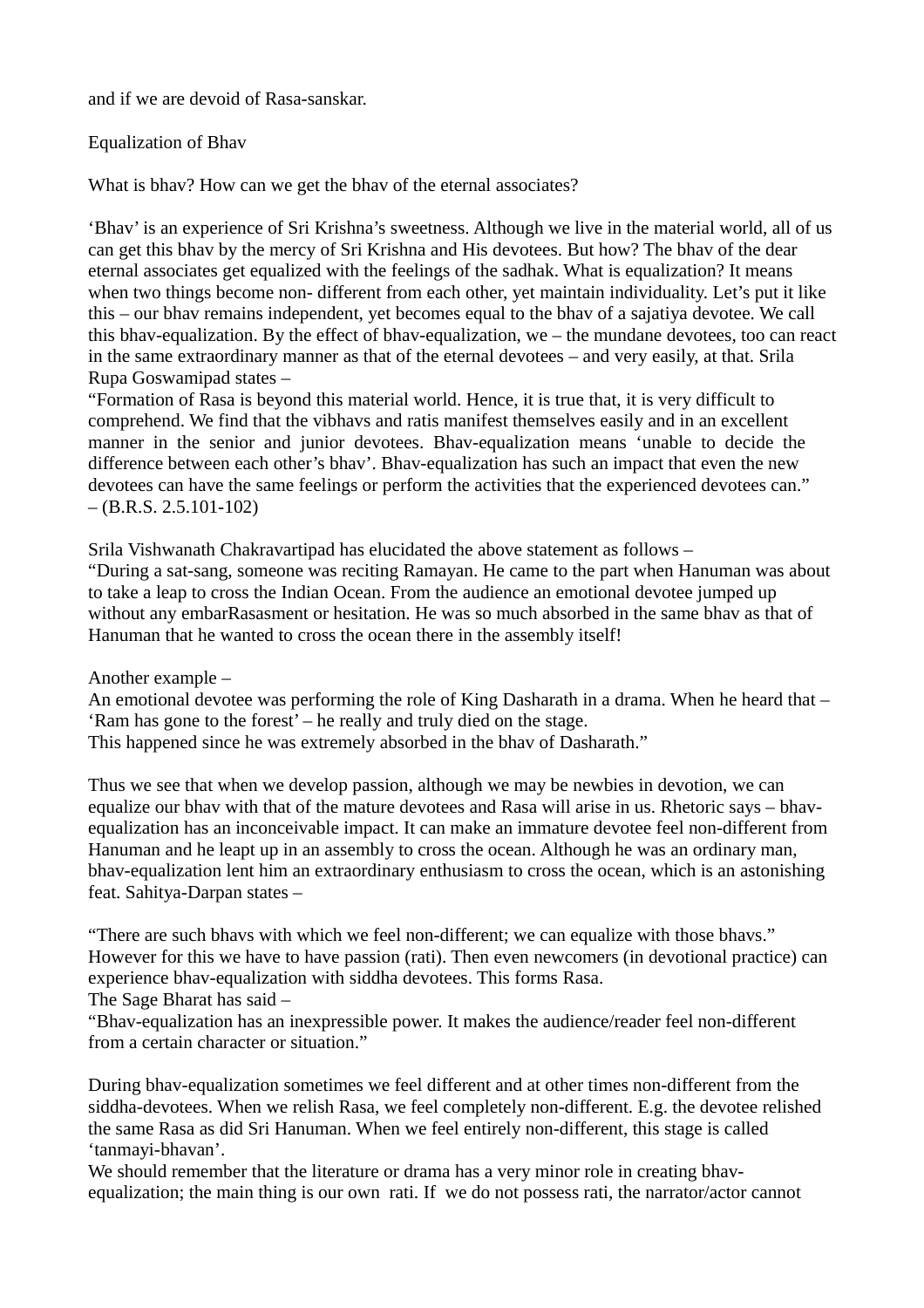and if we are devoid of Rasa-sanskar.

## Equalization of Bhav

What is bhav? How can we get the bhav of the eternal associates?

'Bhav' is an experience of Sri Krishna's sweetness. Although we live in the material world, all of us can get this bhav by the mercy of Sri Krishna and His devotees. But how? The bhav of the dear eternal associates get equalized with the feelings of the sadhak. What is equalization? It means when two things become non- different from each other, yet maintain individuality. Let's put it like this – our bhav remains independent, yet becomes equal to the bhav of a sajatiya devotee. We call this bhav-equalization. By the effect of bhav-equalization, we – the mundane devotees, too can react in the same extraordinary manner as that of the eternal devotees – and very easily, at that. Srila Rupa Goswamipad states –

"Formation of Rasa is beyond this material world. Hence, it is true that, it is very difficult to comprehend. We find that the vibhavs and ratis manifest themselves easily and in an excellent manner in the senior and junior devotees. Bhav-equalization means 'unable to decide the difference between each other's bhav'. Bhav-equalization has such an impact that even the new devotees can have the same feelings or perform the activities that the experienced devotees can."
– (B.R.S. 2.5.101-102)

Srila Vishwanath Chakravartipad has elucidated the above statement as follows –

"During a sat-sang, someone was reciting Ramayan. He came to the part when Hanuman was about to take a leap to cross the Indian Ocean. From the audience an emotional devotee jumped up without any embarRasasment or hesitation. He was so much absorbed in the same bhav as that of Hanuman that he wanted to cross the ocean there in the assembly itself!

Another example –
An emotional devotee was performing the role of King Dasharath in a drama. When he heard that – 'Ram has gone to the forest' – he really and truly died on the stage.
This happened since he was extremely absorbed in the bhav of Dasharath."

Thus we see that when we develop passion, although we may be newbies in devotion, we can equalize our bhav with that of the mature devotees and Rasa will arise in us. Rhetoric says – bhav-equalization has an inconceivable impact. It can make an immature devotee feel non-different from Hanuman and he leapt up in an assembly to cross the ocean. Although he was an ordinary man, bhav-equalization lent him an extraordinary enthusiasm to cross the ocean, which is an astonishing feat. Sahitya-Darpan states –

"There are such bhavs with which we feel non-different; we can equalize with those bhavs."
However for this we have to have passion (rati). Then even newcomers (in devotional practice) can experience bhav-equalization with siddha devotees. This forms Rasa.
The Sage Bharat has said –
"Bhav-equalization has an inexpressible power. It makes the audience/reader feel non-different from a certain character or situation."

During bhav-equalization sometimes we feel different and at other times non-different from the siddha-devotees. When we relish Rasa, we feel completely non-different. E.g. the devotee relished the same Rasa as did Sri Hanuman. When we feel entirely non-different, this stage is called 'tanmayi-bhavan'.
We should remember that the literature or drama has a very minor role in creating bhav-equalization; the main thing is our own rati. If we do not possess rati, the narrator/actor cannot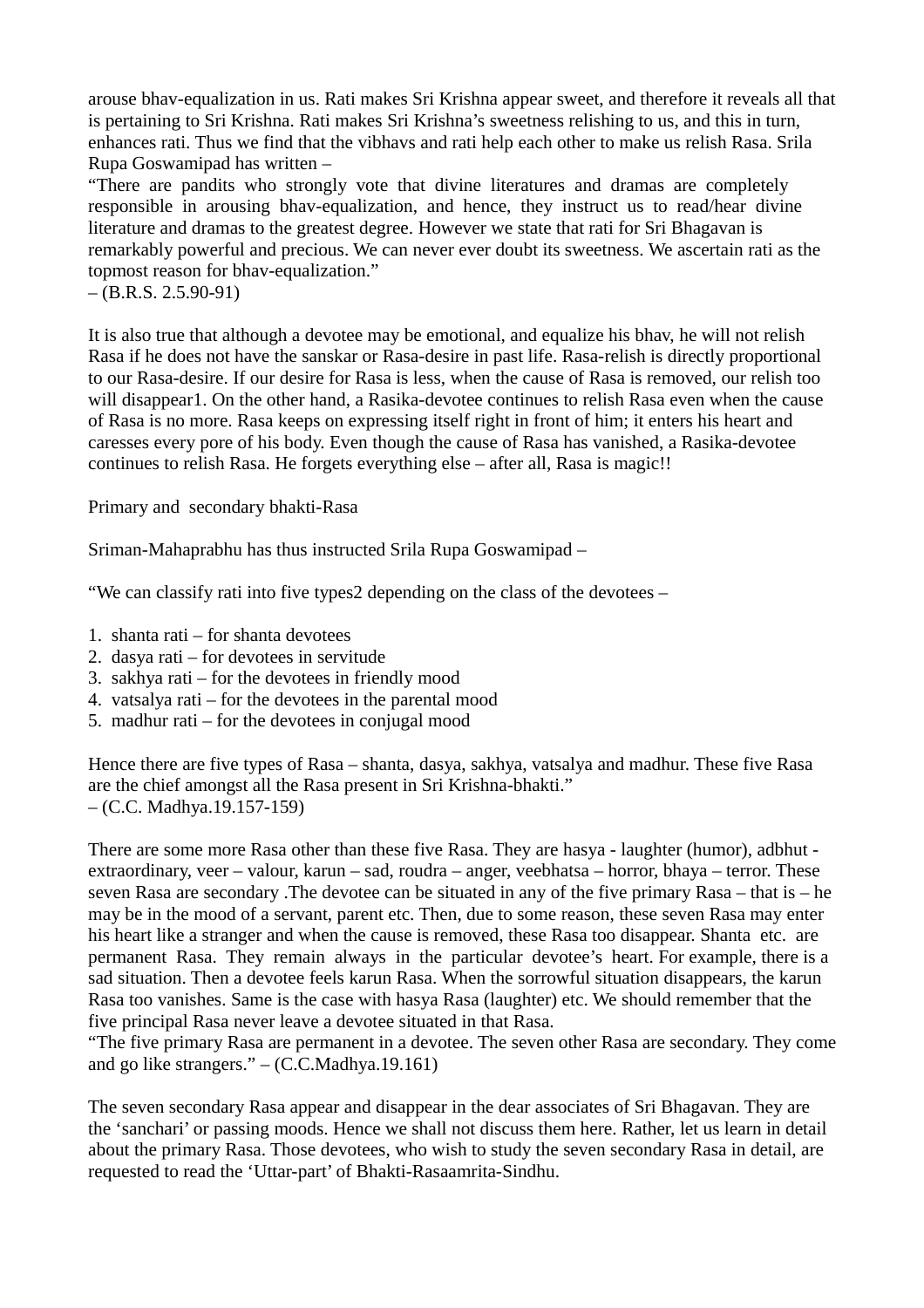arouse bhav-equalization in us. Rati makes Sri Krishna appear sweet, and therefore it reveals all that is pertaining to Sri Krishna. Rati makes Sri Krishna's sweetness relishing to us, and this in turn, enhances rati. Thus we find that the vibhavs and rati help each other to make us relish Rasa. Srila Rupa Goswamipad has written –

"There are pandits who strongly vote that divine literatures and dramas are completely responsible in arousing bhav-equalization, and hence, they instruct us to read/hear divine literature and dramas to the greatest degree. However we state that rati for Sri Bhagavan is remarkably powerful and precious. We can never ever doubt its sweetness. We ascertain rati as the topmost reason for bhav-equalization."
– (B.R.S. 2.5.90-91)

It is also true that although a devotee may be emotional, and equalize his bhav, he will not relish Rasa if he does not have the sanskar or Rasa-desire in past life. Rasa-relish is directly proportional to our Rasa-desire. If our desire for Rasa is less, when the cause of Rasa is removed, our relish too will disappear[1]. On the other hand, a Rasika-devotee continues to relish Rasa even when the cause of Rasa is no more. Rasa keeps on expressing itself right in front of him; it enters his heart and caresses every pore of his body. Even though the cause of Rasa has vanished, a Rasika-devotee continues to relish Rasa. He forgets everything else – after all, Rasa is magic!!

## Primary and secondary bhakti-Rasa

Sriman-Mahaprabhu has thus instructed Srila Rupa Goswamipad –

"We can classify rati into five types[2] depending on the class of the devotees –

1. shanta rati – for shanta devotees
2. dasya rati – for devotees in servitude
3. sakhya rati – for the devotees in friendly mood
4. vatsalya rati – for the devotees in the parental mood
5. madhur rati – for the devotees in conjugal mood

Hence there are five types of Rasa – shanta, dasya, sakhya, vatsalya and madhur. These five Rasa are the chief amongst all the Rasa present in Sri Krishna-bhakti."
– (C.C. Madhya.19.157-159)

There are some more Rasa other than these five Rasa. They are hasya - laughter (humor), adbhut - extraordinary, veer – valour, karun – sad, roudra – anger, veebhatsa – horror, bhaya – terror. These seven Rasa are secondary .The devotee can be situated in any of the five primary Rasa – that is – he may be in the mood of a servant, parent etc. Then, due to some reason, these seven Rasa may enter his heart like a stranger and when the cause is removed, these Rasa too disappear. Shanta etc. are permanent Rasa. They remain always in the particular devotee's heart. For example, there is a sad situation. Then a devotee feels karun Rasa. When the sorrowful situation disappears, the karun Rasa too vanishes. Same is the case with hasya Rasa (laughter) etc. We should remember that the five principal Rasa never leave a devotee situated in that Rasa.

"The five primary Rasa are permanent in a devotee. The seven other Rasa are secondary. They come and go like strangers." – (C.C.Madhya.19.161)

The seven secondary Rasa appear and disappear in the dear associates of Sri Bhagavan. They are the 'sanchari' or passing moods. Hence we shall not discuss them here. Rather, let us learn in detail about the primary Rasa. Those devotees, who wish to study the seven secondary Rasa in detail, are requested to read the 'Uttar-part' of Bhakti-Rasaamrita-Sindhu.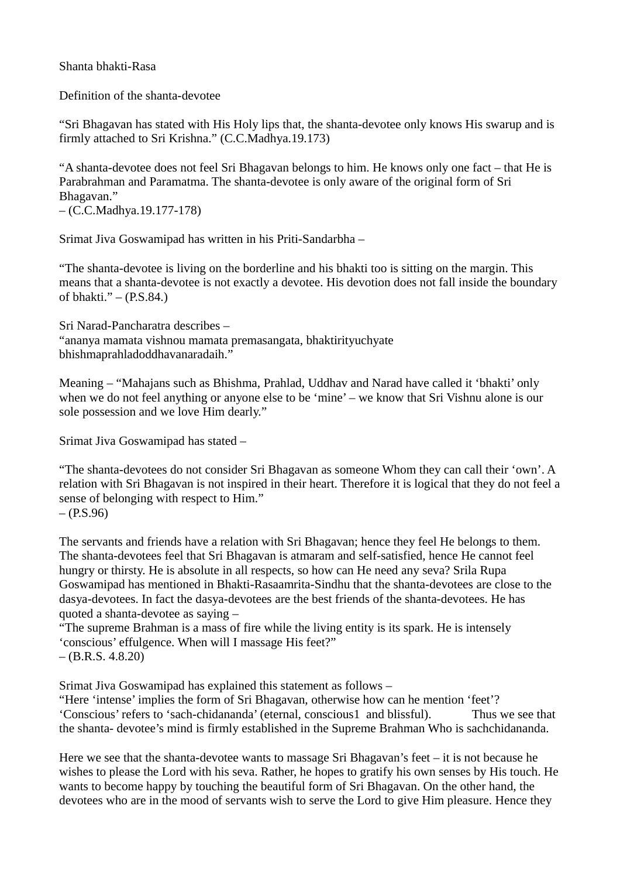# Shanta bhakti-Rasa

## Definition of the shanta-devotee

"Sri Bhagavan has stated with His Holy lips that, the shanta-devotee only knows His swarup and is firmly attached to Sri Krishna." (C.C.Madhya.19.173)

"A shanta-devotee does not feel Sri Bhagavan belongs to him. He knows only one fact – that He is Parabrahman and Paramatma. The shanta-devotee is only aware of the original form of Sri Bhagavan."
– (C.C.Madhya.19.177-178)

Srimat Jiva Goswamipad has written in his Priti-Sandarbha –

"The shanta-devotee is living on the borderline and his bhakti too is sitting on the margin. This means that a shanta-devotee is not exactly a devotee. His devotion does not fall inside the boundary of bhakti." – (P.S.84.)

Sri Narad-Pancharatra describes –
"ananya mamata vishnou mamata premasangata, bhaktirityuchyate bhishmaprahladoddhavanaradaih."

Meaning – "Mahajans such as Bhishma, Prahlad, Uddhav and Narad have called it 'bhakti' only when we do not feel anything or anyone else to be 'mine' – we know that Sri Vishnu alone is our sole possession and we love Him dearly."

Srimat Jiva Goswamipad has stated –

"The shanta-devotees do not consider Sri Bhagavan as someone Whom they can call their 'own'. A relation with Sri Bhagavan is not inspired in their heart. Therefore it is logical that they do not feel a sense of belonging with respect to Him."
– (P.S.96)

The servants and friends have a relation with Sri Bhagavan; hence they feel He belongs to them. The shanta-devotees feel that Sri Bhagavan is atmaram and self-satisfied, hence He cannot feel hungry or thirsty. He is absolute in all respects, so how can He need any seva? Srila Rupa Goswamipad has mentioned in Bhakti-Rasaamrita-Sindhu that the shanta-devotees are close to the dasya-devotees. In fact the dasya-devotees are the best friends of the shanta-devotees. He has quoted a shanta-devotee as saying –
"The supreme Brahman is a mass of fire while the living entity is its spark. He is intensely 'conscious' effulgence. When will I massage His feet?"
– (B.R.S. 4.8.20)

Srimat Jiva Goswamipad has explained this statement as follows –
"Here 'intense' implies the form of Sri Bhagavan, otherwise how can he mention 'feet'? 'Conscious' refers to 'sach-chidananda' (eternal, conscious1 and blissful). Thus we see that the shanta- devotee's mind is firmly established in the Supreme Brahman Who is sachchidananda.

Here we see that the shanta-devotee wants to massage Sri Bhagavan's feet – it is not because he wishes to please the Lord with his seva. Rather, he hopes to gratify his own senses by His touch. He wants to become happy by touching the beautiful form of Sri Bhagavan. On the other hand, the devotees who are in the mood of servants wish to serve the Lord to give Him pleasure. Hence they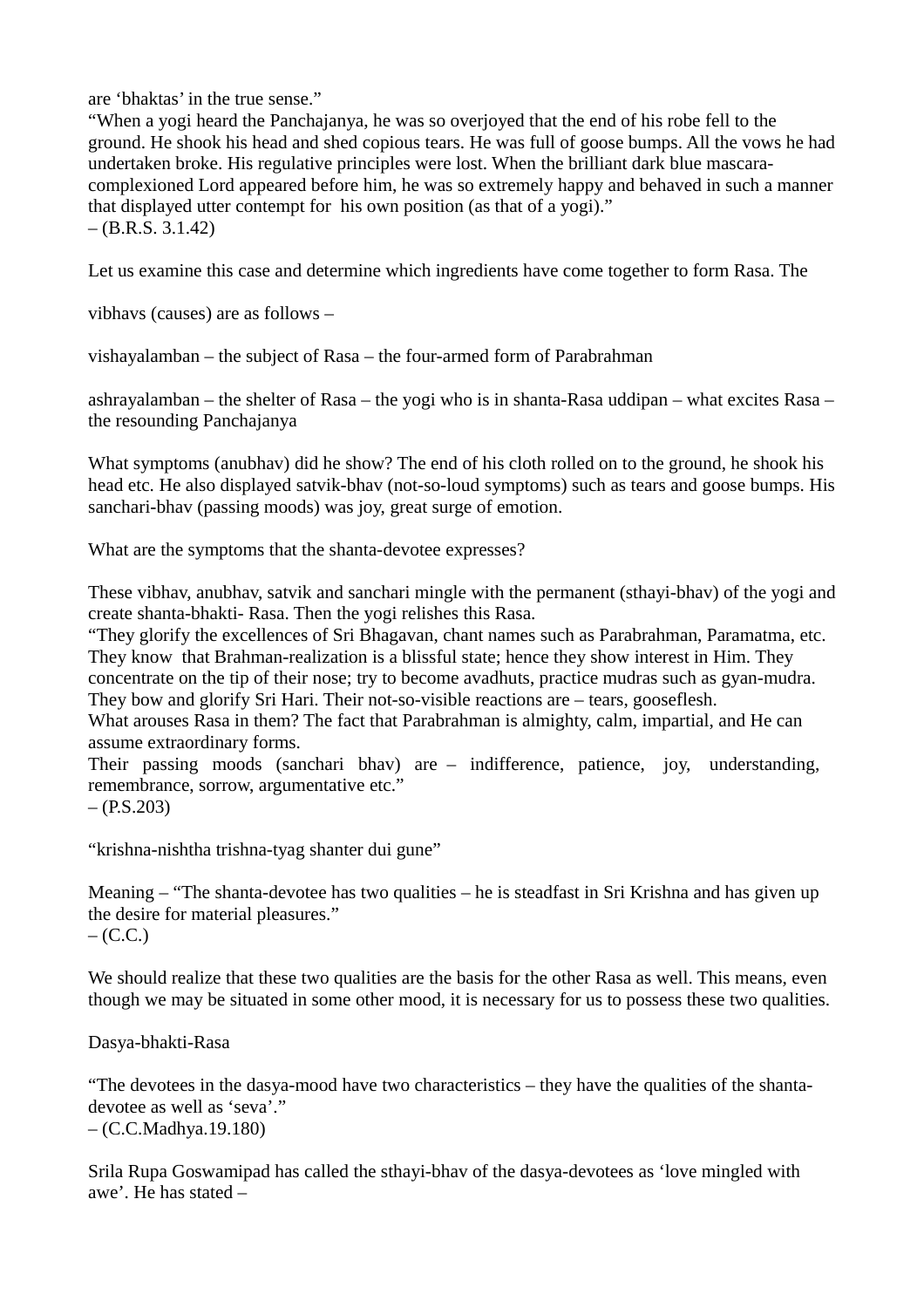are ‘bhaktas’ in the true sense.”

“When a yogi heard the Panchajanya, he was so overjoyed that the end of his robe fell to the ground. He shook his head and shed copious tears. He was full of goose bumps. All the vows he had undertaken broke. His regulative principles were lost. When the brilliant dark blue mascara-complexioned Lord appeared before him, he was so extremely happy and behaved in such a manner that displayed utter contempt for his own position (as that of a yogi).”
– (B.R.S. 3.1.42)

Let us examine this case and determine which ingredients have come together to form Rasa. The

vibhavs (causes) are as follows –

vishayalamban – the subject of Rasa – the four-armed form of Parabrahman

ashrayalamban – the shelter of Rasa – the yogi who is in shanta-Rasa uddipan – what excites Rasa – the resounding Panchajanya

What symptoms (anubhav) did he show? The end of his cloth rolled on to the ground, he shook his head etc. He also displayed satvik-bhav (not-so-loud symptoms) such as tears and goose bumps. His sanchari-bhav (passing moods) was joy, great surge of emotion.

What are the symptoms that the shanta-devotee expresses?

These vibhav, anubhav, satvik and sanchari mingle with the permanent (sthayi-bhav) of the yogi and create shanta-bhakti- Rasa. Then the yogi relishes this Rasa.

“They glorify the excellences of Sri Bhagavan, chant names such as Parabrahman, Paramatma, etc. They know that Brahman-realization is a blissful state; hence they show interest in Him. They concentrate on the tip of their nose; try to become avadhuts, practice mudras such as gyan-mudra. They bow and glorify Sri Hari. Their not-so-visible reactions are – tears, gooseflesh.
What arouses Rasa in them? The fact that Parabrahman is almighty, calm, impartial, and He can assume extraordinary forms.
Their passing moods (sanchari bhav) are – indifference, patience, joy, understanding, remembrance, sorrow, argumentative etc.”
– (P.S.203)

“krishna-nishtha trishna-tyag shanter dui gune”

Meaning – “The shanta-devotee has two qualities – he is steadfast in Sri Krishna and has given up the desire for material pleasures.”
– (C.C.)

We should realize that these two qualities are the basis for the other Rasa as well. This means, even though we may be situated in some other mood, it is necessary for us to possess these two qualities.

Dasya-bhakti-Rasa

“The devotees in the dasya-mood have two characteristics – they have the qualities of the shanta-devotee as well as ‘seva’.”
– (C.C.Madhya.19.180)

Srila Rupa Goswamipad has called the sthayi-bhav of the dasya-devotees as ‘love mingled with awe’. He has stated –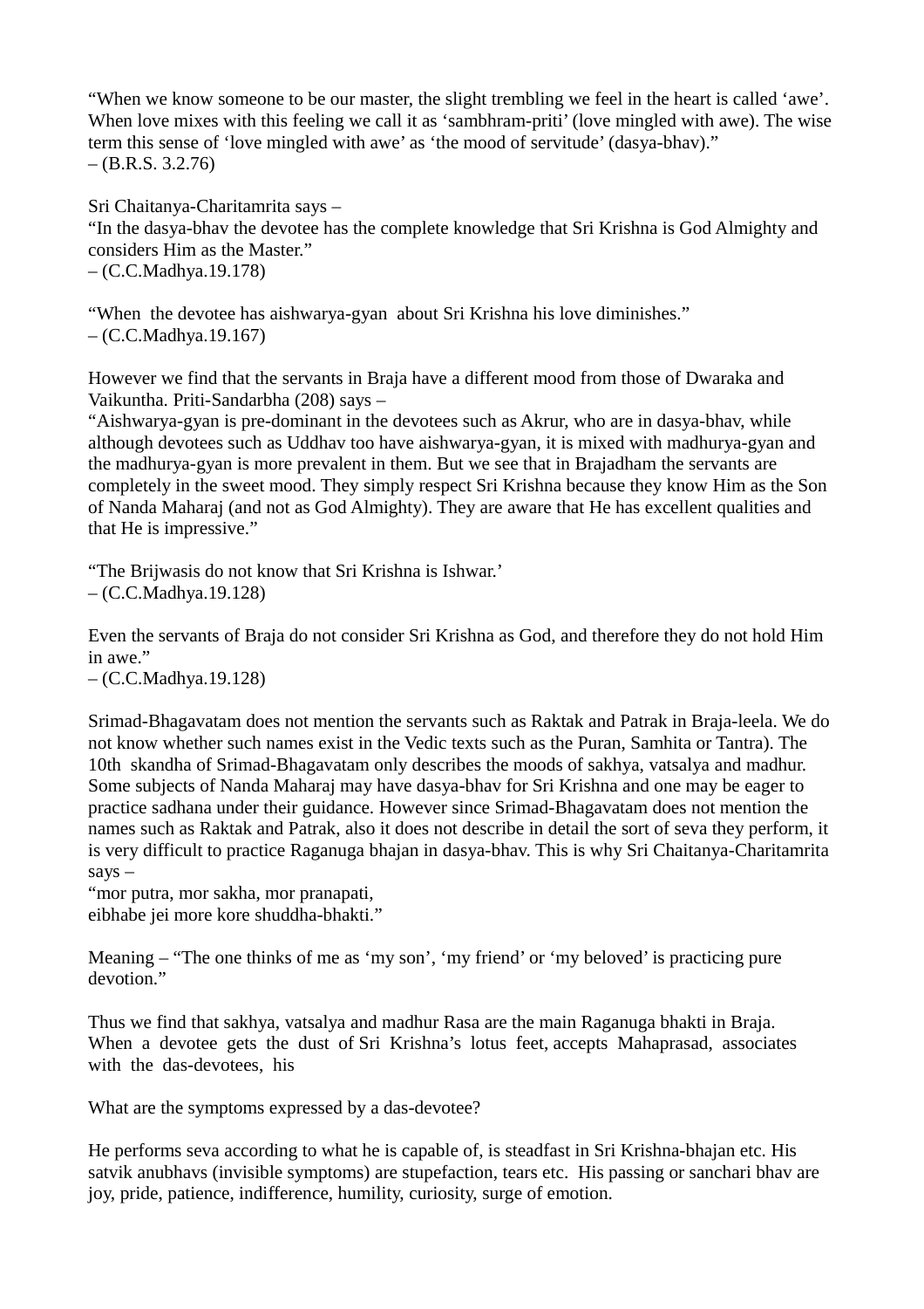“When we know someone to be our master, the slight trembling we feel in the heart is called ‘awe’. When love mixes with this feeling we call it as ‘sambhram-priti’ (love mingled with awe). The wise term this sense of ‘love mingled with awe’ as ‘the mood of servitude’ (dasya-bhav).”
– (B.R.S. 3.2.76)

Sri Chaitanya-Charitamrita says –
“In the dasya-bhav the devotee has the complete knowledge that Sri Krishna is God Almighty and considers Him as the Master.”
– (C.C.Madhya.19.178)

“When the devotee has aishwarya-gyan about Sri Krishna his love diminishes.”
– (C.C.Madhya.19.167)

However we find that the servants in Braja have a different mood from those of Dwaraka and Vaikuntha. Priti-Sandarbha (208) says –
“Aishwarya-gyan is pre-dominant in the devotees such as Akrur, who are in dasya-bhav, while although devotees such as Uddhav too have aishwarya-gyan, it is mixed with madhurya-gyan and the madhurya-gyan is more prevalent in them. But we see that in Brajadham the servants are completely in the sweet mood. They simply respect Sri Krishna because they know Him as the Son of Nanda Maharaj (and not as God Almighty). They are aware that He has excellent qualities and that He is impressive.”

“The Brijwasis do not know that Sri Krishna is Ishwar.’
– (C.C.Madhya.19.128)

Even the servants of Braja do not consider Sri Krishna as God, and therefore they do not hold Him in awe.”
– (C.C.Madhya.19.128)

Srimad-Bhagavatam does not mention the servants such as Raktak and Patrak in Braja-leela. We do not know whether such names exist in the Vedic texts such as the Puran, Samhita or Tantra). The 10th skandha of Srimad-Bhagavatam only describes the moods of sakhya, vatsalya and madhur. Some subjects of Nanda Maharaj may have dasya-bhav for Sri Krishna and one may be eager to practice sadhana under their guidance. However since Srimad-Bhagavatam does not mention the names such as Raktak and Patrak, also it does not describe in detail the sort of seva they perform, it is very difficult to practice Raganuga bhajan in dasya-bhav. This is why Sri Chaitanya-Charitamrita says –
“mor putra, mor sakha, mor pranapati,
eibhabe jei more kore shuddha-bhakti.”

Meaning – “The one thinks of me as ‘my son’, ‘my friend’ or ‘my beloved’ is practicing pure devotion.”

Thus we find that sakhya, vatsalya and madhur Rasa are the main Raganuga bhakti in Braja. When a devotee gets the dust of Sri Krishna’s lotus feet, accepts Mahaprasad, associates with the das-devotees, his

What are the symptoms expressed by a das-devotee?

He performs seva according to what he is capable of, is steadfast in Sri Krishna-bhajan etc. His satvik anubhavs (invisible symptoms) are stupefaction, tears etc. His passing or sanchari bhav are joy, pride, patience, indifference, humility, curiosity, surge of emotion.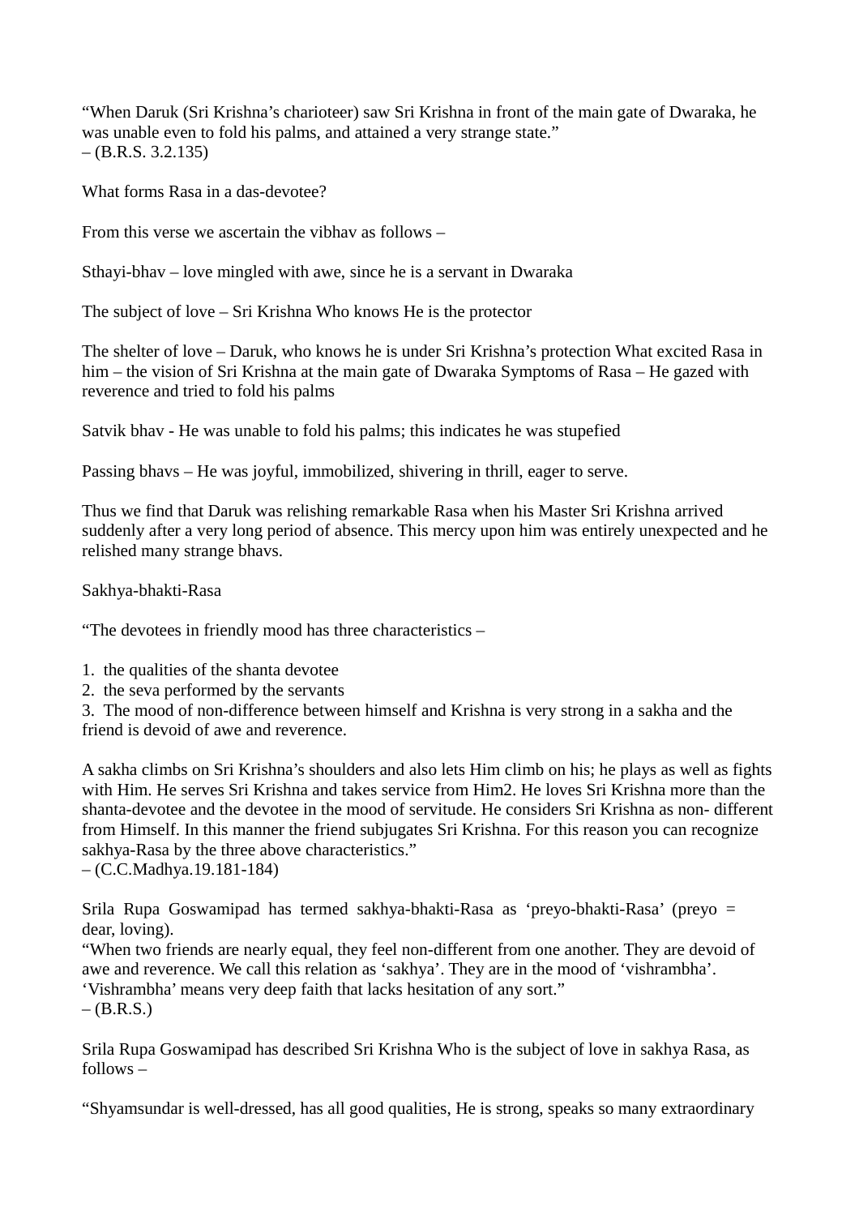"When Daruk (Sri Krishna's charioteer) saw Sri Krishna in front of the main gate of Dwaraka, he was unable even to fold his palms, and attained a very strange state."
– (B.R.S. 3.2.135)

What forms Rasa in a das-devotee?

From this verse we ascertain the vibhav as follows –

Sthayi-bhav – love mingled with awe, since he is a servant in Dwaraka

The subject of love – Sri Krishna Who knows He is the protector

The shelter of love – Daruk, who knows he is under Sri Krishna's protection What excited Rasa in him – the vision of Sri Krishna at the main gate of Dwaraka Symptoms of Rasa – He gazed with reverence and tried to fold his palms

Satvik bhav - He was unable to fold his palms; this indicates he was stupefied

Passing bhavs – He was joyful, immobilized, shivering in thrill, eager to serve.

Thus we find that Daruk was relishing remarkable Rasa when his Master Sri Krishna arrived suddenly after a very long period of absence. This mercy upon him was entirely unexpected and he relished many strange bhavs.

Sakhya-bhakti-Rasa

"The devotees in friendly mood has three characteristics –

1. the qualities of the shanta devotee
2. the seva performed by the servants
3. The mood of non-difference between himself and Krishna is very strong in a sakha and the friend is devoid of awe and reverence.

A sakha climbs on Sri Krishna's shoulders and also lets Him climb on his; he plays as well as fights with Him. He serves Sri Krishna and takes service from Him2. He loves Sri Krishna more than the shanta-devotee and the devotee in the mood of servitude. He considers Sri Krishna as non- different from Himself. In this manner the friend subjugates Sri Krishna. For this reason you can recognize sakhya-Rasa by the three above characteristics."
– (C.C.Madhya.19.181-184)

Srila Rupa Goswamipad has termed sakhya-bhakti-Rasa as 'preyo-bhakti-Rasa' (preyo = dear, loving).
"When two friends are nearly equal, they feel non-different from one another. They are devoid of awe and reverence. We call this relation as 'sakhya'. They are in the mood of 'vishrambha'. 'Vishrambha' means very deep faith that lacks hesitation of any sort."
– (B.R.S.)

Srila Rupa Goswamipad has described Sri Krishna Who is the subject of love in sakhya Rasa, as follows –

"Shyamsundar is well-dressed, has all good qualities, He is strong, speaks so many extraordinary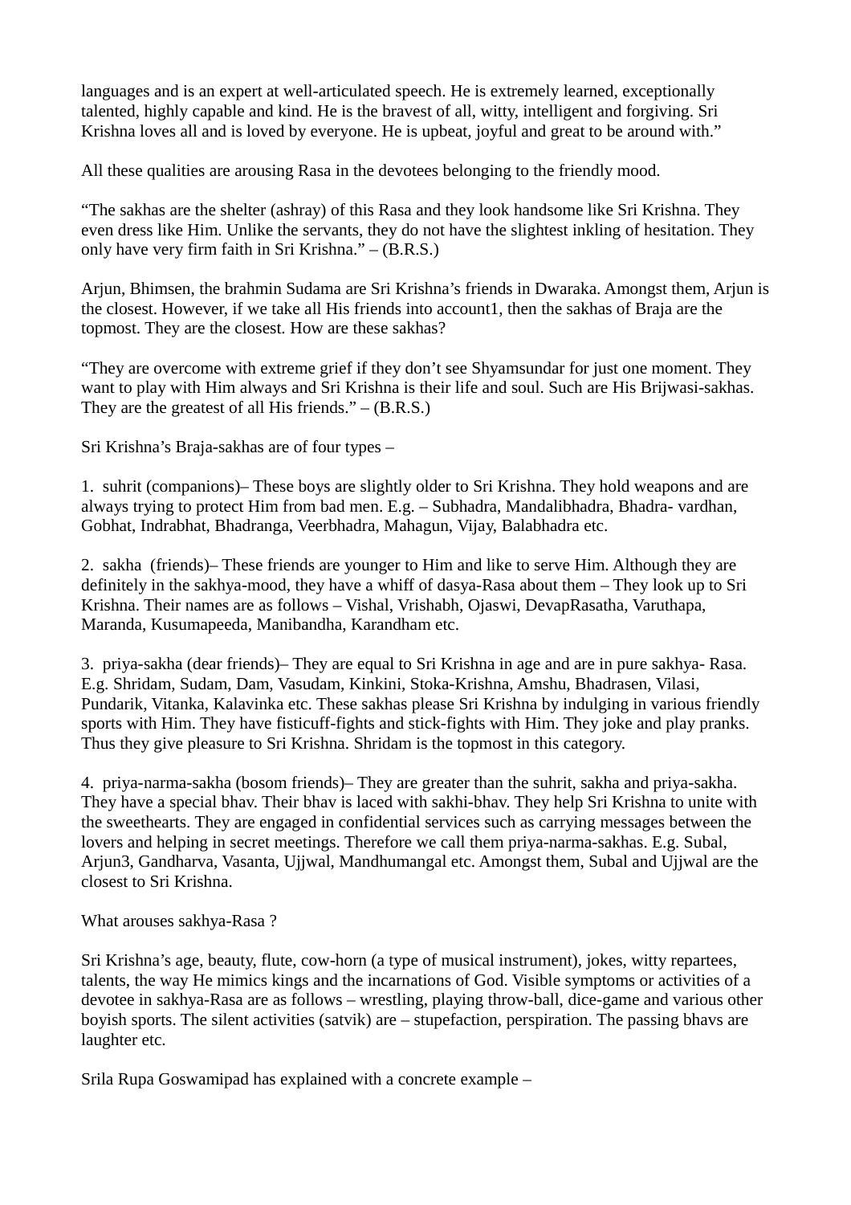languages and is an expert at well-articulated speech. He is extremely learned, exceptionally talented, highly capable and kind. He is the bravest of all, witty, intelligent and forgiving. Sri Krishna loves all and is loved by everyone. He is upbeat, joyful and great to be around with."

All these qualities are arousing Rasa in the devotees belonging to the friendly mood.

"The sakhas are the shelter (ashray) of this Rasa and they look handsome like Sri Krishna. They even dress like Him. Unlike the servants, they do not have the slightest inkling of hesitation. They only have very firm faith in Sri Krishna." – (B.R.S.)

Arjun, Bhimsen, the brahmin Sudama are Sri Krishna's friends in Dwaraka. Amongst them, Arjun is the closest. However, if we take all His friends into account1, then the sakhas of Braja are the topmost. They are the closest. How are these sakhas?

"They are overcome with extreme grief if they don't see Shyamsundar for just one moment. They want to play with Him always and Sri Krishna is their life and soul. Such are His Brijwasi-sakhas. They are the greatest of all His friends." – (B.R.S.)

Sri Krishna's Braja-sakhas are of four types –

1. suhrit (companions)– These boys are slightly older to Sri Krishna. They hold weapons and are always trying to protect Him from bad men. E.g. – Subhadra, Mandalibhadra, Bhadra- vardhan, Gobhat, Indrabhat, Bhadranga, Veerbhadra, Mahagun, Vijay, Balabhadra etc.

2. sakha (friends)– These friends are younger to Him and like to serve Him. Although they are definitely in the sakhya-mood, they have a whiff of dasya-Rasa about them – They look up to Sri Krishna. Their names are as follows – Vishal, Vrishabh, Ojaswi, DevapRasatha, Varuthapa, Maranda, Kusumapeeda, Manibandha, Karandham etc.

3. priya-sakha (dear friends)– They are equal to Sri Krishna in age and are in pure sakhya- Rasa. E.g. Shridam, Sudam, Dam, Vasudam, Kinkini, Stoka-Krishna, Amshu, Bhadrasen, Vilasi, Pundarik, Vitanka, Kalavinka etc. These sakhas please Sri Krishna by indulging in various friendly sports with Him. They have fisticuff-fights and stick-fights with Him. They joke and play pranks. Thus they give pleasure to Sri Krishna. Shridam is the topmost in this category.

4. priya-narma-sakha (bosom friends)– They are greater than the suhrit, sakha and priya-sakha. They have a special bhav. Their bhav is laced with sakhi-bhav. They help Sri Krishna to unite with the sweethearts. They are engaged in confidential services such as carrying messages between the lovers and helping in secret meetings. Therefore we call them priya-narma-sakhas. E.g. Subal, Arjun3, Gandharva, Vasanta, Ujjwal, Mandhumangal etc. Amongst them, Subal and Ujjwal are the closest to Sri Krishna.

What arouses sakhya-Rasa ?

Sri Krishna's age, beauty, flute, cow-horn (a type of musical instrument), jokes, witty repartees, talents, the way He mimics kings and the incarnations of God. Visible symptoms or activities of a devotee in sakhya-Rasa are as follows – wrestling, playing throw-ball, dice-game and various other boyish sports. The silent activities (satvik) are – stupefaction, perspiration. The passing bhavs are laughter etc.

Srila Rupa Goswamipad has explained with a concrete example –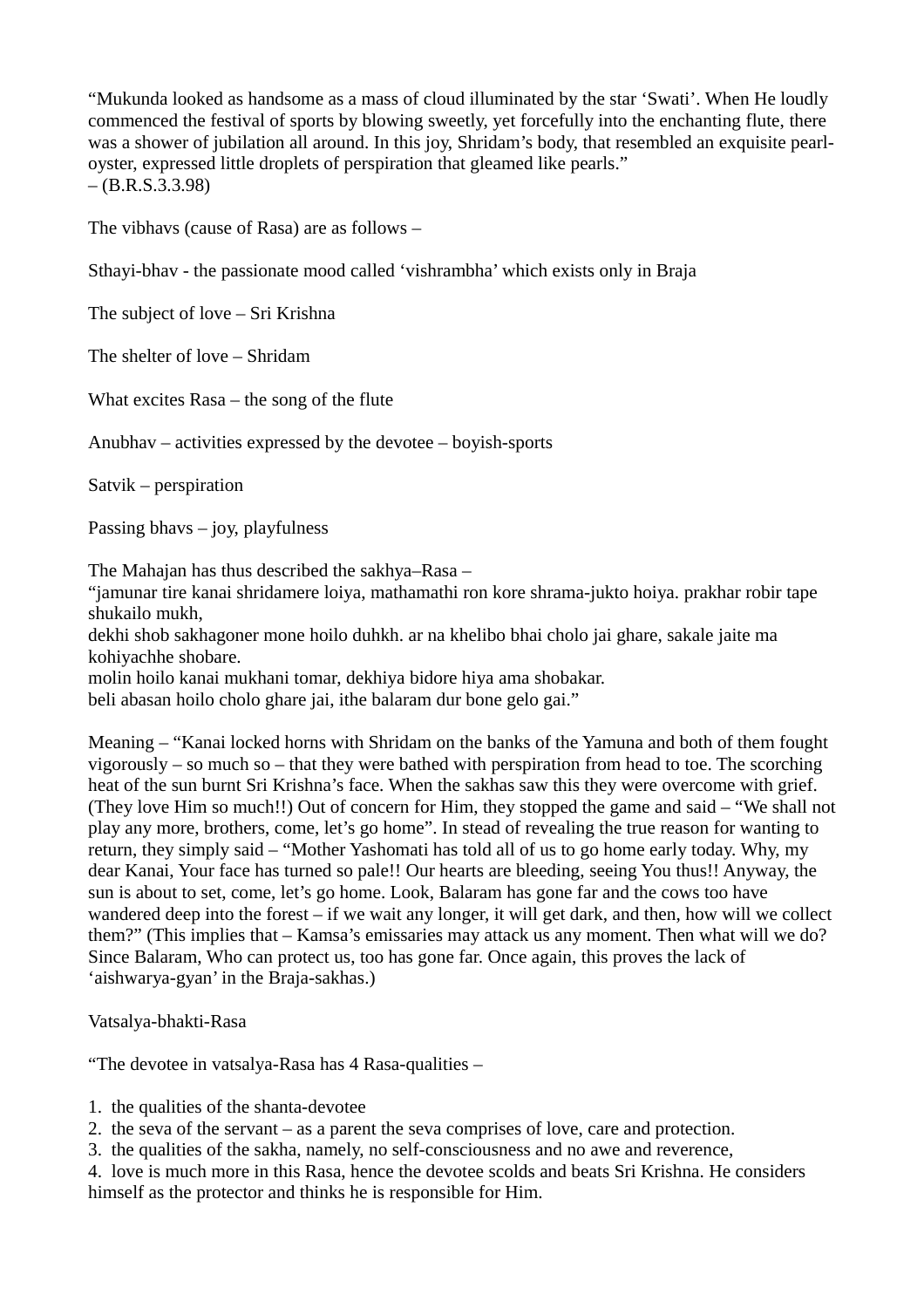"Mukunda looked as handsome as a mass of cloud illuminated by the star 'Swati'. When He loudly commenced the festival of sports by blowing sweetly, yet forcefully into the enchanting flute, there was a shower of jubilation all around. In this joy, Shridam's body, that resembled an exquisite pearl-oyster, expressed little droplets of perspiration that gleamed like pearls."
– (B.R.S.3.3.98)

The vibhavs (cause of Rasa) are as follows –

Sthayi-bhav - the passionate mood called 'vishrambha' which exists only in Braja

The subject of love – Sri Krishna

The shelter of love – Shridam

What excites Rasa – the song of the flute

Anubhav – activities expressed by the devotee – boyish-sports

Satvik – perspiration

Passing bhavs – joy, playfulness

The Mahajan has thus described the sakhya–Rasa –
"jamunar tire kanai shridamere loiya, mathamathi ron kore shrama-jukto hoiya. prakhar robir tape shukailo mukh,
dekhi shob sakhagoner mone hoilo duhkh. ar na khelibo bhai cholo jai ghare, sakale jaite ma kohiyachhe shobare.
molin hoilo kanai mukhani tomar, dekhiya bidore hiya ama shobakar.
beli abasan hoilo cholo ghare jai, ithe balaram dur bone gelo gai."

Meaning – "Kanai locked horns with Shridam on the banks of the Yamuna and both of them fought vigorously – so much so – that they were bathed with perspiration from head to toe. The scorching heat of the sun burnt Sri Krishna's face. When the sakhas saw this they were overcome with grief. (They love Him so much!!) Out of concern for Him, they stopped the game and said – "We shall not play any more, brothers, come, let's go home". In stead of revealing the true reason for wanting to return, they simply said – "Mother Yashomati has told all of us to go home early today. Why, my dear Kanai, Your face has turned so pale!! Our hearts are bleeding, seeing You thus!! Anyway, the sun is about to set, come, let's go home. Look, Balaram has gone far and the cows too have wandered deep into the forest – if we wait any longer, it will get dark, and then, how will we collect them?" (This implies that – Kamsa's emissaries may attack us any moment. Then what will we do? Since Balaram, Who can protect us, too has gone far. Once again, this proves the lack of 'aishwarya-gyan' in the Braja-sakhas.)

Vatsalya-bhakti-Rasa

"The devotee in vatsalya-Rasa has 4 Rasa-qualities –

1. the qualities of the shanta-devotee
2. the seva of the servant – as a parent the seva comprises of love, care and protection.
3. the qualities of the sakha, namely, no self-consciousness and no awe and reverence,
4. love is much more in this Rasa, hence the devotee scolds and beats Sri Krishna. He considers himself as the protector and thinks he is responsible for Him.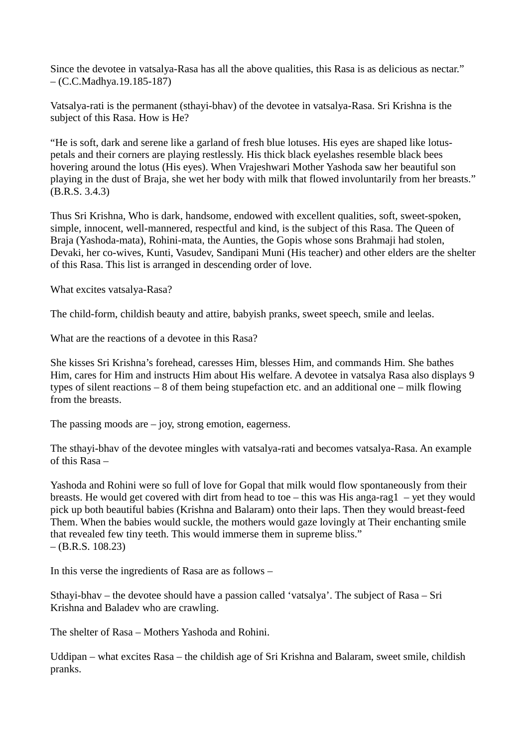Since the devotee in vatsalya-Rasa has all the above qualities, this Rasa is as delicious as nectar."
– (C.C.Madhya.19.185-187)

Vatsalya-rati is the permanent (sthayi-bhav) of the devotee in vatsalya-Rasa. Sri Krishna is the subject of this Rasa. How is He?

"He is soft, dark and serene like a garland of fresh blue lotuses. His eyes are shaped like lotus-petals and their corners are playing restlessly. His thick black eyelashes resemble black bees hovering around the lotus (His eyes). When Vrajeshwari Mother Yashoda saw her beautiful son playing in the dust of Braja, she wet her body with milk that flowed involuntarily from her breasts." (B.R.S. 3.4.3)

Thus Sri Krishna, Who is dark, handsome, endowed with excellent qualities, soft, sweet-spoken, simple, innocent, well-mannered, respectful and kind, is the subject of this Rasa. The Queen of Braja (Yashoda-mata), Rohini-mata, the Aunties, the Gopis whose sons Brahmaji had stolen, Devaki, her co-wives, Kunti, Vasudev, Sandipani Muni (His teacher) and other elders are the shelter of this Rasa. This list is arranged in descending order of love.

What excites vatsalya-Rasa?

The child-form, childish beauty and attire, babyish pranks, sweet speech, smile and leelas.

What are the reactions of a devotee in this Rasa?

She kisses Sri Krishna's forehead, caresses Him, blesses Him, and commands Him. She bathes Him, cares for Him and instructs Him about His welfare. A devotee in vatsalya Rasa also displays 9 types of silent reactions – 8 of them being stupefaction etc. and an additional one – milk flowing from the breasts.

The passing moods are – joy, strong emotion, eagerness.

The sthayi-bhav of the devotee mingles with vatsalya-rati and becomes vatsalya-Rasa. An example of this Rasa –

Yashoda and Rohini were so full of love for Gopal that milk would flow spontaneously from their breasts. He would get covered with dirt from head to toe – this was His anga-rag[1] – yet they would pick up both beautiful babies (Krishna and Balaram) onto their laps. Then they would breast-feed Them. When the babies would suckle, the mothers would gaze lovingly at Their enchanting smile that revealed few tiny teeth. This would immerse them in supreme bliss."
– (B.R.S. 108.23)

In this verse the ingredients of Rasa are as follows –

Sthayi-bhav – the devotee should have a passion called 'vatsalya'. The subject of Rasa – Sri Krishna and Baladev who are crawling.

The shelter of Rasa – Mothers Yashoda and Rohini.

Uddipan – what excites Rasa – the childish age of Sri Krishna and Balaram, sweet smile, childish pranks.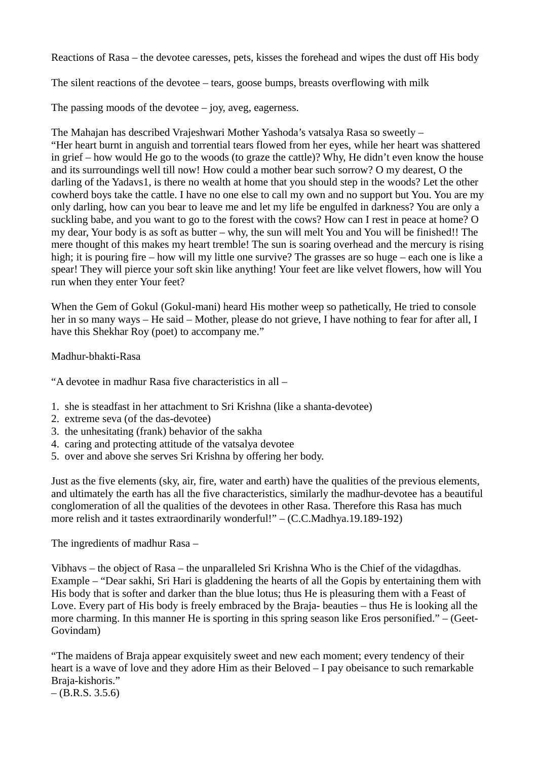Reactions of Rasa – the devotee caresses, pets, kisses the forehead and wipes the dust off His body

The silent reactions of the devotee – tears, goose bumps, breasts overflowing with milk

The passing moods of the devotee – joy, aveg, eagerness.

The Mahajan has described Vrajeshwari Mother Yashoda's vatsalya Rasa so sweetly –
"Her heart burnt in anguish and torrential tears flowed from her eyes, while her heart was shattered in grief – how would He go to the woods (to graze the cattle)? Why, He didn't even know the house and its surroundings well till now! How could a mother bear such sorrow? O my dearest, O the darling of the Yadavs1, is there no wealth at home that you should step in the woods? Let the other cowherd boys take the cattle. I have no one else to call my own and no support but You. You are my only darling, how can you bear to leave me and let my life be engulfed in darkness? You are only a suckling babe, and you want to go to the forest with the cows? How can I rest in peace at home? O my dear, Your body is as soft as butter – why, the sun will melt You and You will be finished!! The mere thought of this makes my heart tremble! The sun is soaring overhead and the mercury is rising high; it is pouring fire – how will my little one survive? The grasses are so huge – each one is like a spear! They will pierce your soft skin like anything! Your feet are like velvet flowers, how will You run when they enter Your feet?

When the Gem of Gokul (Gokul-mani) heard His mother weep so pathetically, He tried to console her in so many ways – He said – Mother, please do not grieve, I have nothing to fear for after all, I have this Shekhar Roy (poet) to accompany me."

Madhur-bhakti-Rasa

"A devotee in madhur Rasa five characteristics in all –

1. she is steadfast in her attachment to Sri Krishna (like a shanta-devotee)
2. extreme seva (of the das-devotee)
3. the unhesitating (frank) behavior of the sakha
4. caring and protecting attitude of the vatsalya devotee
5. over and above she serves Sri Krishna by offering her body.

Just as the five elements (sky, air, fire, water and earth) have the qualities of the previous elements, and ultimately the earth has all the five characteristics, similarly the madhur-devotee has a beautiful conglomeration of all the qualities of the devotees in other Rasa. Therefore this Rasa has much more relish and it tastes extraordinarily wonderful!" – (C.C.Madhya.19.189-192)

The ingredients of madhur Rasa –

Vibhavs – the object of Rasa – the unparalleled Sri Krishna Who is the Chief of the vidagdhas. Example – "Dear sakhi, Sri Hari is gladdening the hearts of all the Gopis by entertaining them with His body that is softer and darker than the blue lotus; thus He is pleasuring them with a Feast of Love. Every part of His body is freely embraced by the Braja- beauties – thus He is looking all the more charming. In this manner He is sporting in this spring season like Eros personified." – (Geet-Govindam)

"The maidens of Braja appear exquisitely sweet and new each moment; every tendency of their heart is a wave of love and they adore Him as their Beloved – I pay obeisance to such remarkable Braja-kishoris."
– (B.R.S. 3.5.6)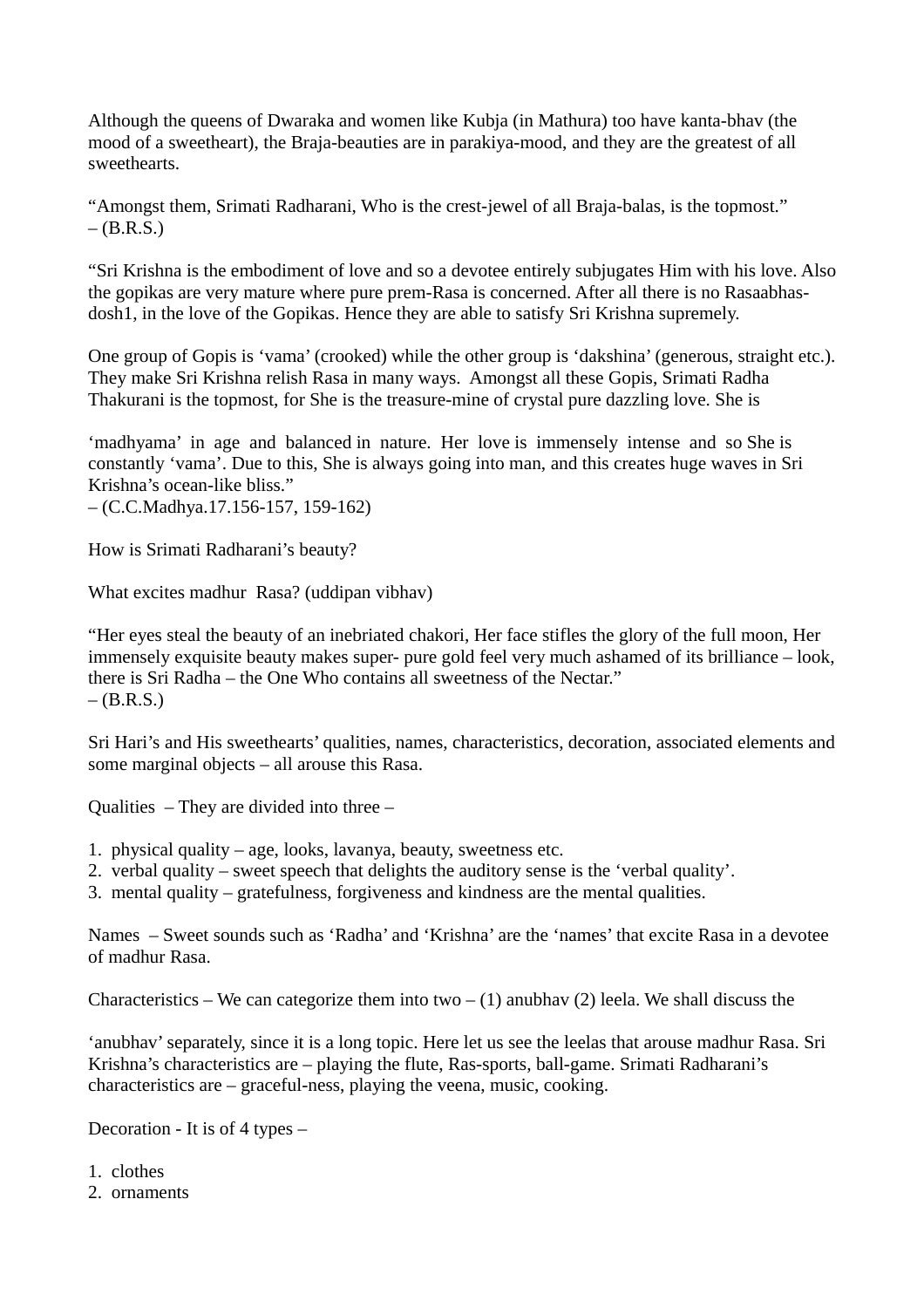Although the queens of Dwaraka and women like Kubja (in Mathura) too have kanta-bhav (the mood of a sweetheart), the Braja-beauties are in parakiya-mood, and they are the greatest of all sweethearts.

"Amongst them, Srimati Radharani, Who is the crest-jewel of all Braja-balas, is the topmost."
– (B.R.S.)

"Sri Krishna is the embodiment of love and so a devotee entirely subjugates Him with his love. Also the gopikas are very mature where pure prem-Rasa is concerned. After all there is no Rasaabhas-dosh1, in the love of the Gopikas. Hence they are able to satisfy Sri Krishna supremely.

One group of Gopis is 'vama' (crooked) while the other group is 'dakshina' (generous, straight etc.). They make Sri Krishna relish Rasa in many ways. Amongst all these Gopis, Srimati Radha Thakurani is the topmost, for She is the treasure-mine of crystal pure dazzling love. She is

'madhyama' in age and balanced in nature. Her love is immensely intense and so She is constantly 'vama'. Due to this, She is always going into man, and this creates huge waves in Sri Krishna's ocean-like bliss."
– (C.C.Madhya.17.156-157, 159-162)

How is Srimati Radharani's beauty?

What excites madhur Rasa? (uddipan vibhav)

"Her eyes steal the beauty of an inebriated chakori, Her face stifles the glory of the full moon, Her immensely exquisite beauty makes super- pure gold feel very much ashamed of its brilliance – look, there is Sri Radha – the One Who contains all sweetness of the Nectar."
– (B.R.S.)

Sri Hari's and His sweethearts' qualities, names, characteristics, decoration, associated elements and some marginal objects – all arouse this Rasa.

Qualities – They are divided into three –

1. physical quality – age, looks, lavanya, beauty, sweetness etc.
2. verbal quality – sweet speech that delights the auditory sense is the 'verbal quality'.
3. mental quality – gratefulness, forgiveness and kindness are the mental qualities.

Names – Sweet sounds such as 'Radha' and 'Krishna' are the 'names' that excite Rasa in a devotee of madhur Rasa.

Characteristics – We can categorize them into two – (1) anubhav (2) leela. We shall discuss the

'anubhav' separately, since it is a long topic. Here let us see the leelas that arouse madhur Rasa. Sri Krishna's characteristics are – playing the flute, Ras-sports, ball-game. Srimati Radharani's characteristics are – graceful-ness, playing the veena, music, cooking.

Decoration - It is of 4 types –

1. clothes
2. ornaments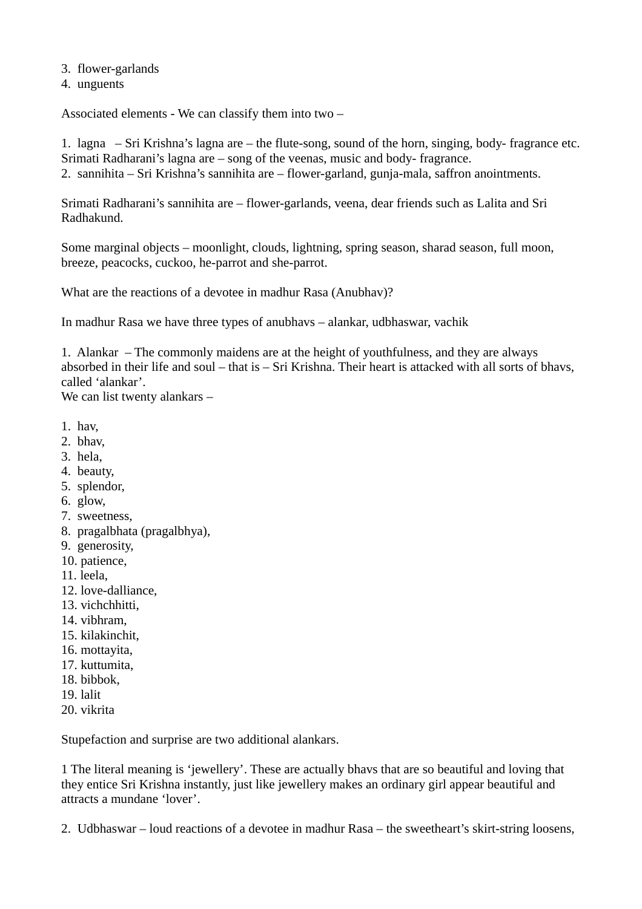3. flower-garlands
4. unguents

Associated elements - We can classify them into two –

1. lagna – Sri Krishna's lagna are – the flute-song, sound of the horn, singing, body- fragrance etc. Srimati Radharani's lagna are – song of the veenas, music and body- fragrance.
2. sannihita – Sri Krishna's sannihita are – flower-garland, gunja-mala, saffron anointments.

Srimati Radharani's sannihita are – flower-garlands, veena, dear friends such as Lalita and Sri Radhakund.

Some marginal objects – moonlight, clouds, lightning, spring season, sharad season, full moon, breeze, peacocks, cuckoo, he-parrot and she-parrot.

What are the reactions of a devotee in madhur Rasa (Anubhav)?

In madhur Rasa we have three types of anubhavs – alankar, udbhaswar, vachik

1. Alankar – The commonly maidens are at the height of youthfulness, and they are always absorbed in their life and soul – that is – Sri Krishna. Their heart is attacked with all sorts of bhavs, called 'alankar'.
We can list twenty alankars –

1. hav,
2. bhav,
3. hela,
4. beauty,
5. splendor,
6. glow,
7. sweetness,
8. pragalbhata (pragalbhya),
9. generosity,
10. patience,
11. leela,
12. love-dalliance,
13. vichchhitti,
14. vibhram,
15. kilakinchit,
16. mottayita,
17. kuttumita,
18. bibbok,
19. lalit
20. vikrita

Stupefaction and surprise are two additional alankars.

1 The literal meaning is 'jewellery'. These are actually bhavs that are so beautiful and loving that they entice Sri Krishna instantly, just like jewellery makes an ordinary girl appear beautiful and attracts a mundane 'lover'.

2. Udbhaswar – loud reactions of a devotee in madhur Rasa – the sweetheart's skirt-string loosens,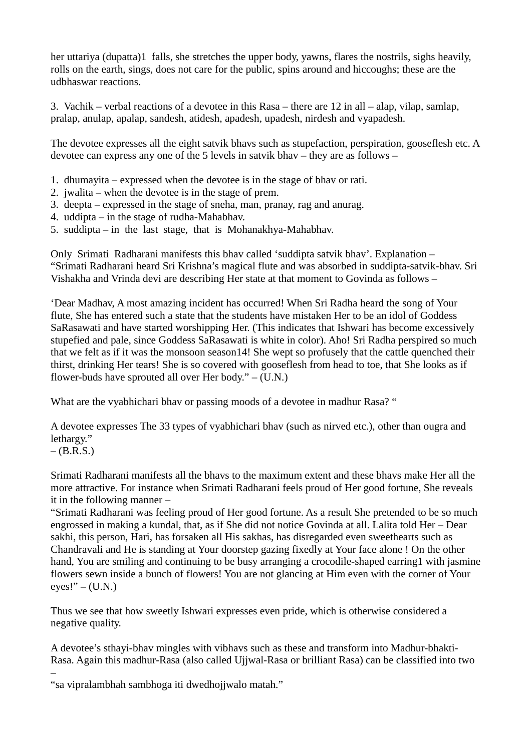her uttariya (dupatta)[1] falls, she stretches the upper body, yawns, flares the nostrils, sighs heavily, rolls on the earth, sings, does not care for the public, spins around and hiccoughs; these are the udbhaswar reactions.

3. Vachik – verbal reactions of a devotee in this Rasa – there are 12 in all – alap, vilap, samlap, pralap, anulap, apalap, sandesh, atidesh, apadesh, upadesh, nirdesh and vyapadesh.

The devotee expresses all the eight satvik bhavs such as stupefaction, perspiration, gooseflesh etc. A devotee can express any one of the 5 levels in satvik bhav – they are as follows –

1. dhumayita – expressed when the devotee is in the stage of bhav or rati.
2. jwalita – when the devotee is in the stage of prem.
3. deepta – expressed in the stage of sneha, man, pranay, rag and anurag.
4. uddipta – in the stage of rudha-Mahabhav.
5. suddipta – in the last stage, that is Mohanakhya-Mahabhav.

Only Srimati Radharani manifests this bhav called 'suddipta satvik bhav'. Explanation – "Srimati Radharani heard Sri Krishna's magical flute and was absorbed in suddipta-satvik-bhav. Sri Vishakha and Vrinda devi are describing Her state at that moment to Govinda as follows –

'Dear Madhav, A most amazing incident has occurred! When Sri Radha heard the song of Your flute, She has entered such a state that the students have mistaken Her to be an idol of Goddess SaRasawati and have started worshipping Her. (This indicates that Ishwari has become excessively stupefied and pale, since Goddess SaRasawati is white in color). Aho! Sri Radha perspired so much that we felt as if it was the monsoon season[14]! She wept so profusely that the cattle quenched their thirst, drinking Her tears! She is so covered with gooseflesh from head to toe, that She looks as if flower-buds have sprouted all over Her body." – (U.N.)

What are the vyabhichari bhav or passing moods of a devotee in madhur Rasa? "

A devotee expresses The 33 types of vyabhichari bhav (such as nirved etc.), other than ougra and lethargy."
– (B.R.S.)

Srimati Radharani manifests all the bhavs to the maximum extent and these bhavs make Her all the more attractive. For instance when Srimati Radharani feels proud of Her good fortune, She reveals it in the following manner –
"Srimati Radharani was feeling proud of Her good fortune. As a result She pretended to be so much engrossed in making a kundal, that, as if She did not notice Govinda at all. Lalita told Her – Dear sakhi, this person, Hari, has forsaken all His sakhas, has disregarded even sweethearts such as Chandravali and He is standing at Your doorstep gazing fixedly at Your face alone ! On the other hand, You are smiling and continuing to be busy arranging a crocodile-shaped earring[1] with jasmine flowers sewn inside a bunch of flowers! You are not glancing at Him even with the corner of Your eyes!" – (U.N.)

Thus we see that how sweetly Ishwari expresses even pride, which is otherwise considered a negative quality.

A devotee's sthayi-bhav mingles with vibhavs such as these and transform into Madhur-bhakti-Rasa. Again this madhur-Rasa (also called Ujjwal-Rasa or brilliant Rasa) can be classified into two –
"sa vipralambhah sambhoga iti dwedhojjwalo matah."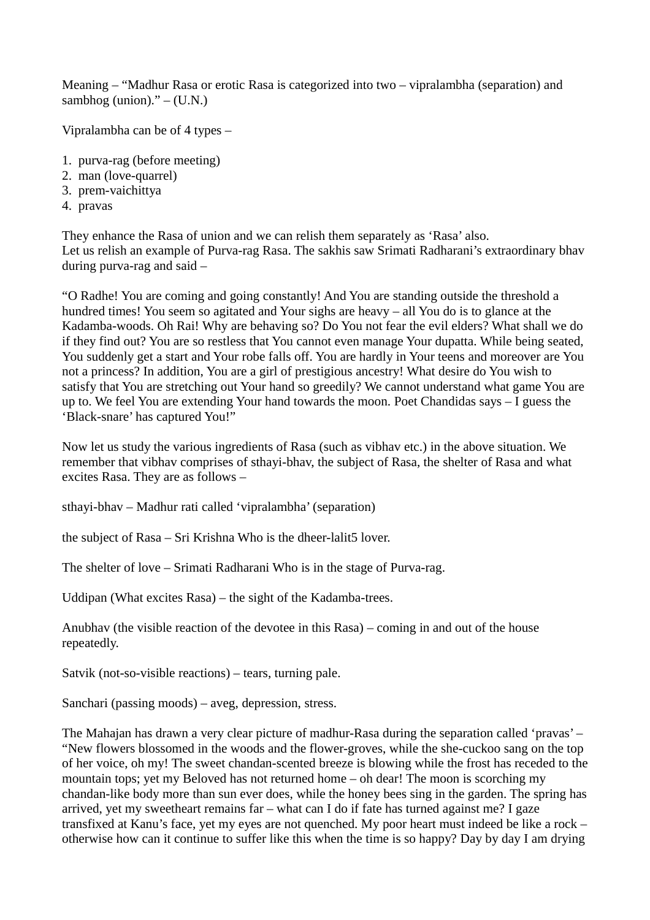Meaning – “Madhur Rasa or erotic Rasa is categorized into two – vipralambha (separation) and sambhog (union).” – (U.N.)

Vipralambha can be of 4 types –

1. purva-rag (before meeting)
2. man (love-quarrel)
3. prem-vaichittya
4. pravas

They enhance the Rasa of union and we can relish them separately as ‘Rasa’ also.
Let us relish an example of Purva-rag Rasa. The sakhis saw Srimati Radharani’s extraordinary bhav during purva-rag and said –

“O Radhe! You are coming and going constantly! And You are standing outside the threshold a hundred times! You seem so agitated and Your sighs are heavy – all You do is to glance at the Kadamba-woods. Oh Rai! Why are behaving so? Do You not fear the evil elders? What shall we do if they find out? You are so restless that You cannot even manage Your dupatta. While being seated, You suddenly get a start and Your robe falls off. You are hardly in Your teens and moreover are You not a princess? In addition, You are a girl of prestigious ancestry! What desire do You wish to satisfy that You are stretching out Your hand so greedily? We cannot understand what game You are up to. We feel You are extending Your hand towards the moon. Poet Chandidas says – I guess the ‘Black-snare’ has captured You!”

Now let us study the various ingredients of Rasa (such as vibhav etc.) in the above situation. We remember that vibhav comprises of sthayi-bhav, the subject of Rasa, the shelter of Rasa and what excites Rasa. They are as follows –

sthayi-bhav – Madhur rati called ‘vipralambha’ (separation)

the subject of Rasa – Sri Krishna Who is the dheer-lalit5 lover.

The shelter of love – Srimati Radharani Who is in the stage of Purva-rag.

Uddipan (What excites Rasa) – the sight of the Kadamba-trees.

Anubhav (the visible reaction of the devotee in this Rasa) – coming in and out of the house repeatedly.

Satvik (not-so-visible reactions) – tears, turning pale.

Sanchari (passing moods) – aveg, depression, stress.

The Mahajan has drawn a very clear picture of madhur-Rasa during the separation called ‘pravas’ – “New flowers blossomed in the woods and the flower-groves, while the she-cuckoo sang on the top of her voice, oh my! The sweet chandan-scented breeze is blowing while the frost has receded to the mountain tops; yet my Beloved has not returned home – oh dear! The moon is scorching my chandan-like body more than sun ever does, while the honey bees sing in the garden. The spring has arrived, yet my sweetheart remains far – what can I do if fate has turned against me? I gaze transfixed at Kanu’s face, yet my eyes are not quenched. My poor heart must indeed be like a rock – otherwise how can it continue to suffer like this when the time is so happy? Day by day I am drying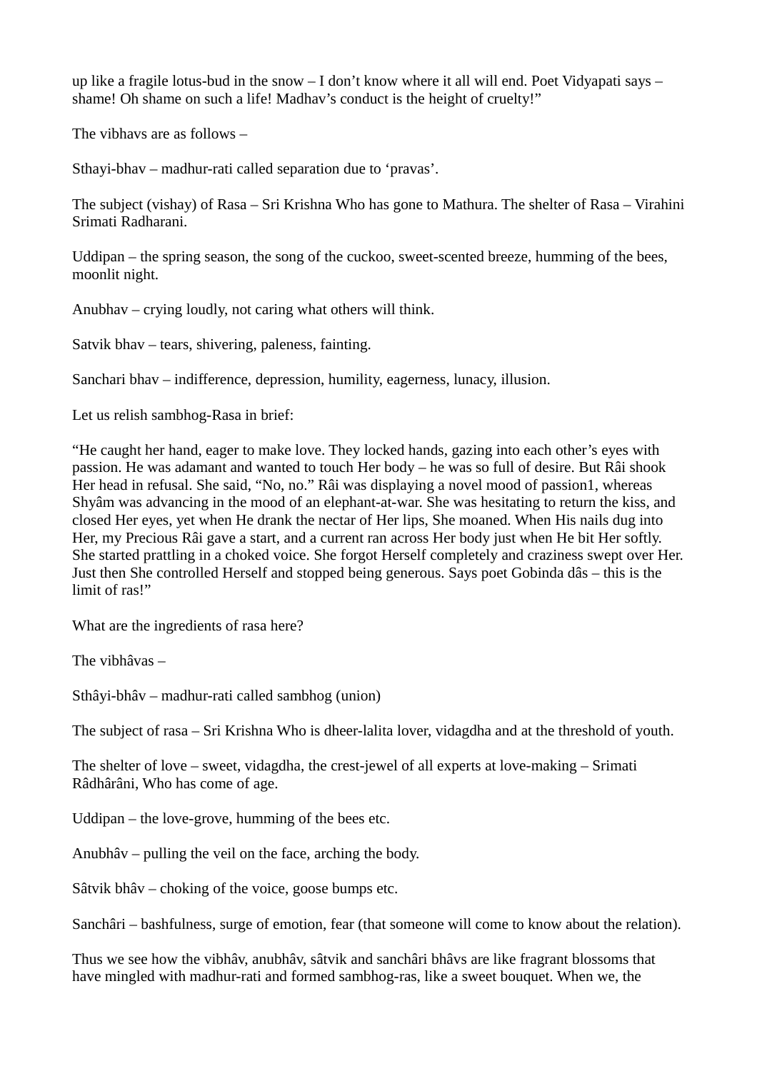up like a fragile lotus-bud in the snow – I don't know where it all will end. Poet Vidyapati says – shame! Oh shame on such a life! Madhav's conduct is the height of cruelty!"

The vibhavs are as follows –

Sthayi-bhav – madhur-rati called separation due to 'pravas'.

The subject (vishay) of Rasa – Sri Krishna Who has gone to Mathura. The shelter of Rasa – Virahini Srimati Radharani.

Uddipan – the spring season, the song of the cuckoo, sweet-scented breeze, humming of the bees, moonlit night.

Anubhav – crying loudly, not caring what others will think.

Satvik bhav – tears, shivering, paleness, fainting.

Sanchari bhav – indifference, depression, humility, eagerness, lunacy, illusion.

Let us relish sambhog-Rasa in brief:

"He caught her hand, eager to make love. They locked hands, gazing into each other's eyes with passion. He was adamant and wanted to touch Her body – he was so full of desire. But Râi shook Her head in refusal. She said, "No, no." Râi was displaying a novel mood of passion1, whereas Shyâm was advancing in the mood of an elephant-at-war. She was hesitating to return the kiss, and closed Her eyes, yet when He drank the nectar of Her lips, She moaned. When His nails dug into Her, my Precious Râi gave a start, and a current ran across Her body just when He bit Her softly. She started prattling in a choked voice. She forgot Herself completely and craziness swept over Her. Just then She controlled Herself and stopped being generous. Says poet Gobinda dâs – this is the limit of ras!"

What are the ingredients of rasa here?

The vibhâvas –

Sthâyi-bhâv – madhur-rati called sambhog (union)

The subject of rasa – Sri Krishna Who is dheer-lalita lover, vidagdha and at the threshold of youth.

The shelter of love – sweet, vidagdha, the crest-jewel of all experts at love-making – Srimati Râdhârâni, Who has come of age.

Uddipan – the love-grove, humming of the bees etc.

Anubhâv – pulling the veil on the face, arching the body.

Sâtvik bhâv – choking of the voice, goose bumps etc.

Sanchâri – bashfulness, surge of emotion, fear (that someone will come to know about the relation).

Thus we see how the vibhâv, anubhâv, sâtvik and sanchâri bhâvs are like fragrant blossoms that have mingled with madhur-rati and formed sambhog-ras, like a sweet bouquet. When we, the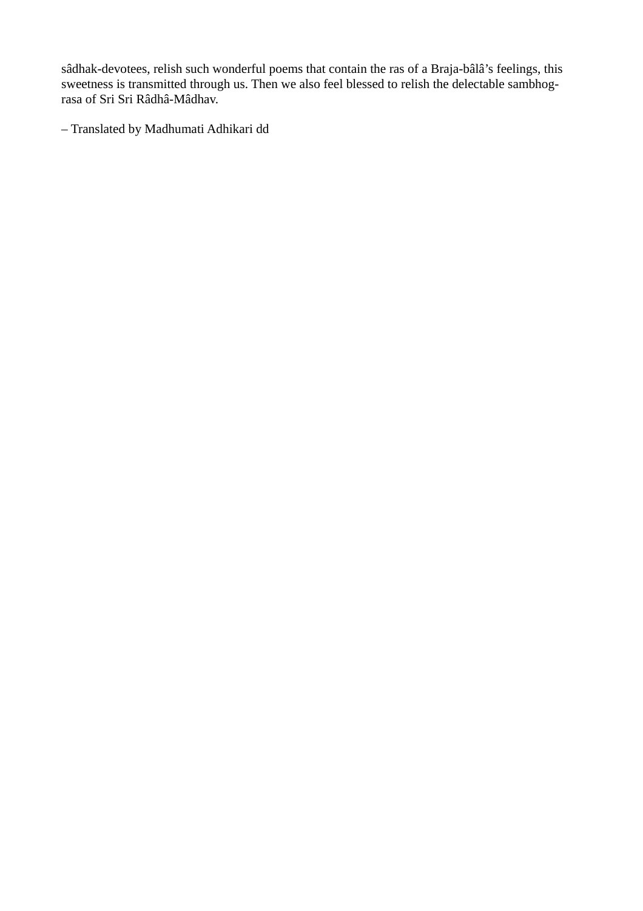sâdhak-devotees, relish such wonderful poems that contain the ras of a Braja-bâlâ's feelings, this sweetness is transmitted through us. Then we also feel blessed to relish the delectable sambhog-rasa of Sri Sri Râdhâ-Mâdhav.

– Translated by Madhumati Adhikari dd